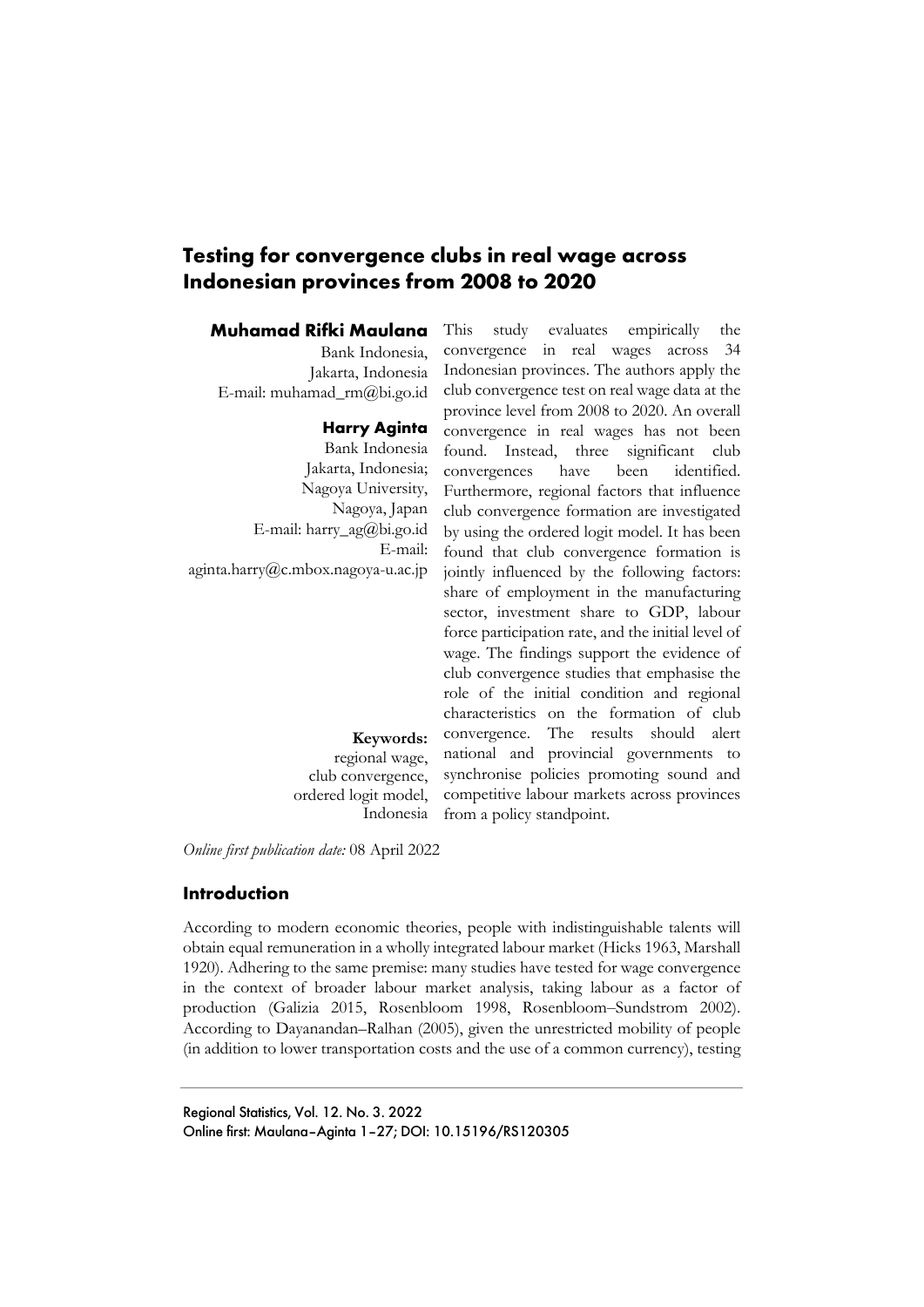# Testing for convergence clubs in real wage across Indonesian provinces from 2008 to 2020

**Muhamad Rifki Maulana**
Bank Indonesia,
Jakarta, Indonesia
E-mail: muhamad_rm@bi.go.id

**Harry Aginta**
Bank Indonesia
Jakarta, Indonesia;
Nagoya University,
Nagoya, Japan
E-mail: harry_ag@bi.go.id
E-mail:
aginta.harry@c.mbox.nagoya-u.ac.jp

This study evaluates empirically the convergence in real wages across 34 Indonesian provinces. The authors apply the club convergence test on real wage data at the province level from 2008 to 2020. An overall convergence in real wages has not been found. Instead, three significant club convergences have been identified. Furthermore, regional factors that influence club convergence formation are investigated by using the ordered logit model. It has been found that club convergence formation is jointly influenced by the following factors: share of employment in the manufacturing sector, investment share to GDP, labour force participation rate, and the initial level of wage. The findings support the evidence of club convergence studies that emphasise the role of the initial condition and regional characteristics on the formation of club convergence. The results should alert national and provincial governments to synchronise policies promoting sound and competitive labour markets across provinces from a policy standpoint.

**Keywords:**
regional wage,
club convergence,
ordered logit model,
Indonesia

*Online first publication date:* 08 April 2022

## Introduction

According to modern economic theories, people with indistinguishable talents will obtain equal remuneration in a wholly integrated labour market (Hicks 1963, Marshall 1920). Adhering to the same premise: many studies have tested for wage convergence in the context of broader labour market analysis, taking labour as a factor of production (Galizia 2015, Rosenbloom 1998, Rosenbloom–Sundstrom 2002). According to Dayanandan–Ralhan (2005), given the unrestricted mobility of people (in addition to lower transportation costs and the use of a common currency), testing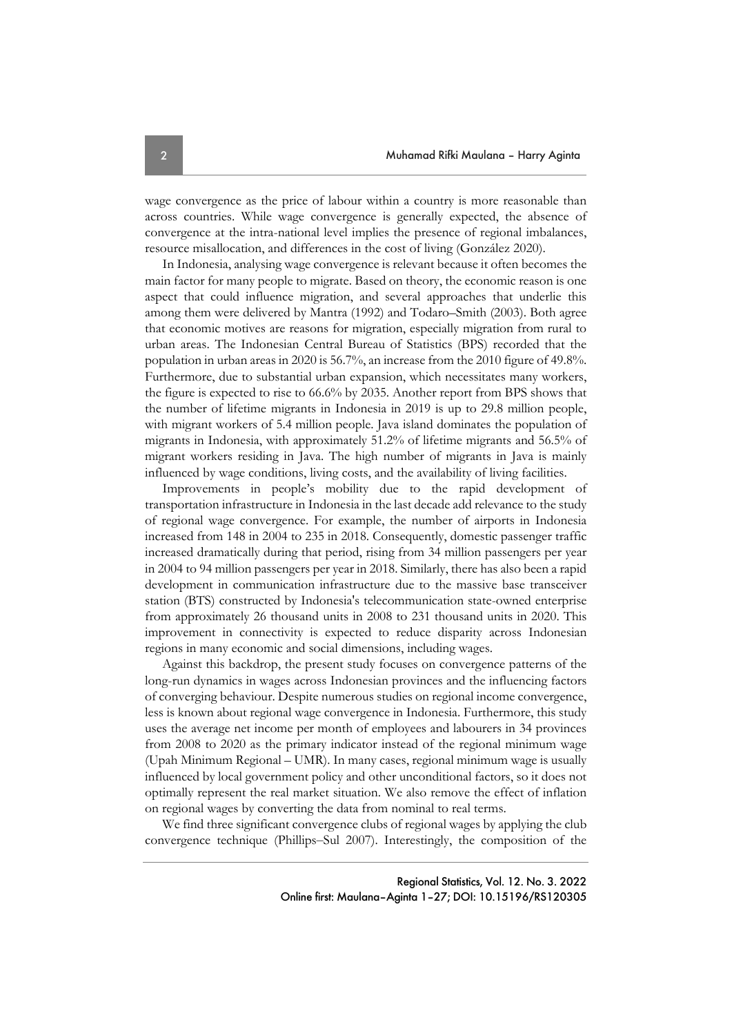wage convergence as the price of labour within a country is more reasonable than across countries. While wage convergence is generally expected, the absence of convergence at the intra-national level implies the presence of regional imbalances, resource misallocation, and differences in the cost of living (González 2020).

In Indonesia, analysing wage convergence is relevant because it often becomes the main factor for many people to migrate. Based on theory, the economic reason is one aspect that could influence migration, and several approaches that underlie this among them were delivered by Mantra (1992) and Todaro–Smith (2003). Both agree that economic motives are reasons for migration, especially migration from rural to urban areas. The Indonesian Central Bureau of Statistics (BPS) recorded that the population in urban areas in 2020 is 56.7%, an increase from the 2010 figure of 49.8%. Furthermore, due to substantial urban expansion, which necessitates many workers, the figure is expected to rise to 66.6% by 2035. Another report from BPS shows that the number of lifetime migrants in Indonesia in 2019 is up to 29.8 million people, with migrant workers of 5.4 million people. Java island dominates the population of migrants in Indonesia, with approximately 51.2% of lifetime migrants and 56.5% of migrant workers residing in Java. The high number of migrants in Java is mainly influenced by wage conditions, living costs, and the availability of living facilities.

Improvements in people's mobility due to the rapid development of transportation infrastructure in Indonesia in the last decade add relevance to the study of regional wage convergence. For example, the number of airports in Indonesia increased from 148 in 2004 to 235 in 2018. Consequently, domestic passenger traffic increased dramatically during that period, rising from 34 million passengers per year in 2004 to 94 million passengers per year in 2018. Similarly, there has also been a rapid development in communication infrastructure due to the massive base transceiver station (BTS) constructed by Indonesia's telecommunication state-owned enterprise from approximately 26 thousand units in 2008 to 231 thousand units in 2020. This improvement in connectivity is expected to reduce disparity across Indonesian regions in many economic and social dimensions, including wages.

Against this backdrop, the present study focuses on convergence patterns of the long-run dynamics in wages across Indonesian provinces and the influencing factors of converging behaviour. Despite numerous studies on regional income convergence, less is known about regional wage convergence in Indonesia. Furthermore, this study uses the average net income per month of employees and labourers in 34 provinces from 2008 to 2020 as the primary indicator instead of the regional minimum wage (Upah Minimum Regional – UMR). In many cases, regional minimum wage is usually influenced by local government policy and other unconditional factors, so it does not optimally represent the real market situation. We also remove the effect of inflation on regional wages by converting the data from nominal to real terms.

We find three significant convergence clubs of regional wages by applying the club convergence technique (Phillips–Sul 2007). Interestingly, the composition of the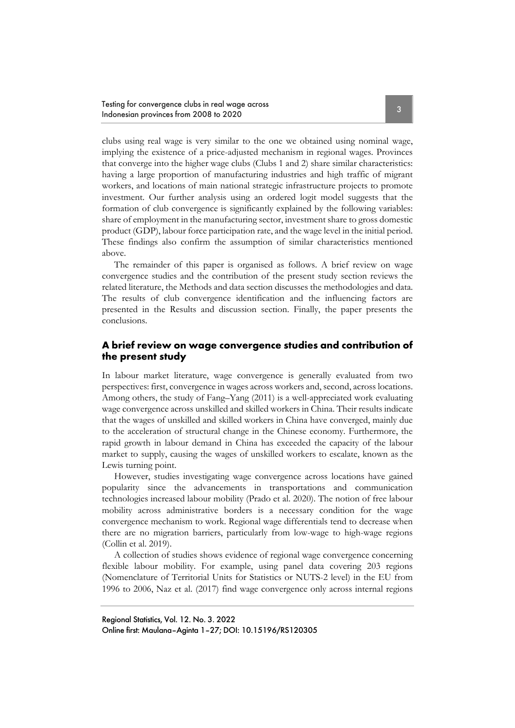clubs using real wage is very similar to the one we obtained using nominal wage, implying the existence of a price-adjusted mechanism in regional wages. Provinces that converge into the higher wage clubs (Clubs 1 and 2) share similar characteristics: having a large proportion of manufacturing industries and high traffic of migrant workers, and locations of main national strategic infrastructure projects to promote investment. Our further analysis using an ordered logit model suggests that the formation of club convergence is significantly explained by the following variables: share of employment in the manufacturing sector, investment share to gross domestic product (GDP), labour force participation rate, and the wage level in the initial period. These findings also confirm the assumption of similar characteristics mentioned above.

The remainder of this paper is organised as follows. A brief review on wage convergence studies and the contribution of the present study section reviews the related literature, the Methods and data section discusses the methodologies and data. The results of club convergence identification and the influencing factors are presented in the Results and discussion section. Finally, the paper presents the conclusions.

## A brief review on wage convergence studies and contribution of the present study

In labour market literature, wage convergence is generally evaluated from two perspectives: first, convergence in wages across workers and, second, across locations. Among others, the study of Fang–Yang (2011) is a well-appreciated work evaluating wage convergence across unskilled and skilled workers in China. Their results indicate that the wages of unskilled and skilled workers in China have converged, mainly due to the acceleration of structural change in the Chinese economy. Furthermore, the rapid growth in labour demand in China has exceeded the capacity of the labour market to supply, causing the wages of unskilled workers to escalate, known as the Lewis turning point.

However, studies investigating wage convergence across locations have gained popularity since the advancements in transportations and communication technologies increased labour mobility (Prado et al. 2020). The notion of free labour mobility across administrative borders is a necessary condition for the wage convergence mechanism to work. Regional wage differentials tend to decrease when there are no migration barriers, particularly from low-wage to high-wage regions (Collin et al. 2019).

A collection of studies shows evidence of regional wage convergence concerning flexible labour mobility. For example, using panel data covering 203 regions (Nomenclature of Territorial Units for Statistics or NUTS-2 level) in the EU from 1996 to 2006, Naz et al. (2017) find wage convergence only across internal regions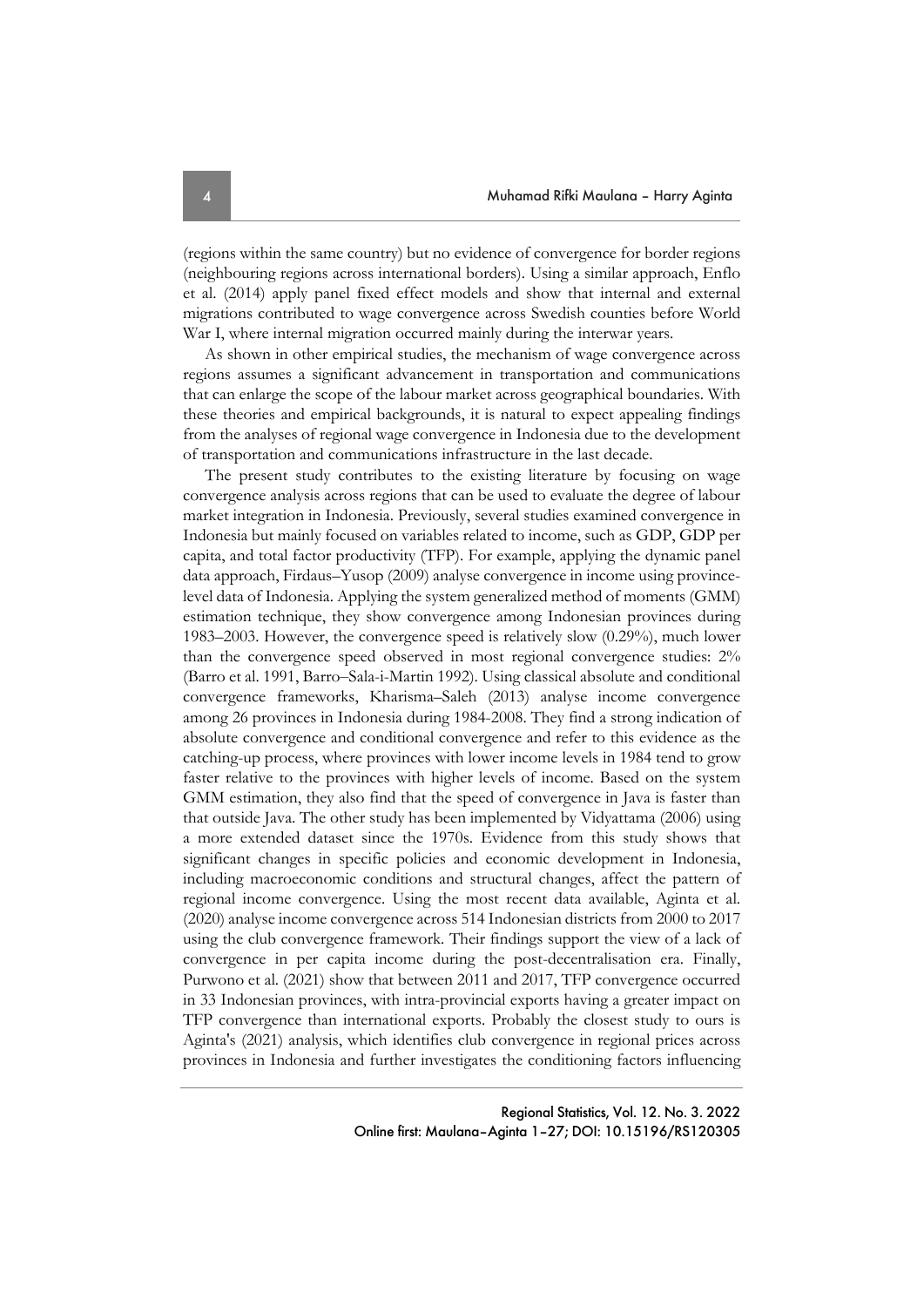(regions within the same country) but no evidence of convergence for border regions (neighbouring regions across international borders). Using a similar approach, Enflo et al. (2014) apply panel fixed effect models and show that internal and external migrations contributed to wage convergence across Swedish counties before World War I, where internal migration occurred mainly during the interwar years.

As shown in other empirical studies, the mechanism of wage convergence across regions assumes a significant advancement in transportation and communications that can enlarge the scope of the labour market across geographical boundaries. With these theories and empirical backgrounds, it is natural to expect appealing findings from the analyses of regional wage convergence in Indonesia due to the development of transportation and communications infrastructure in the last decade.

The present study contributes to the existing literature by focusing on wage convergence analysis across regions that can be used to evaluate the degree of labour market integration in Indonesia. Previously, several studies examined convergence in Indonesia but mainly focused on variables related to income, such as GDP, GDP per capita, and total factor productivity (TFP). For example, applying the dynamic panel data approach, Firdaus–Yusop (2009) analyse convergence in income using province-level data of Indonesia. Applying the system generalized method of moments (GMM) estimation technique, they show convergence among Indonesian provinces during 1983–2003. However, the convergence speed is relatively slow (0.29%), much lower than the convergence speed observed in most regional convergence studies: 2% (Barro et al. 1991, Barro–Sala-i-Martin 1992). Using classical absolute and conditional convergence frameworks, Kharisma–Saleh (2013) analyse income convergence among 26 provinces in Indonesia during 1984-2008. They find a strong indication of absolute convergence and conditional convergence and refer to this evidence as the catching-up process, where provinces with lower income levels in 1984 tend to grow faster relative to the provinces with higher levels of income. Based on the system GMM estimation, they also find that the speed of convergence in Java is faster than that outside Java. The other study has been implemented by Vidyattama (2006) using a more extended dataset since the 1970s. Evidence from this study shows that significant changes in specific policies and economic development in Indonesia, including macroeconomic conditions and structural changes, affect the pattern of regional income convergence. Using the most recent data available, Aginta et al. (2020) analyse income convergence across 514 Indonesian districts from 2000 to 2017 using the club convergence framework. Their findings support the view of a lack of convergence in per capita income during the post-decentralisation era. Finally, Purwono et al. (2021) show that between 2011 and 2017, TFP convergence occurred in 33 Indonesian provinces, with intra-provincial exports having a greater impact on TFP convergence than international exports. Probably the closest study to ours is Aginta's (2021) analysis, which identifies club convergence in regional prices across provinces in Indonesia and further investigates the conditioning factors influencing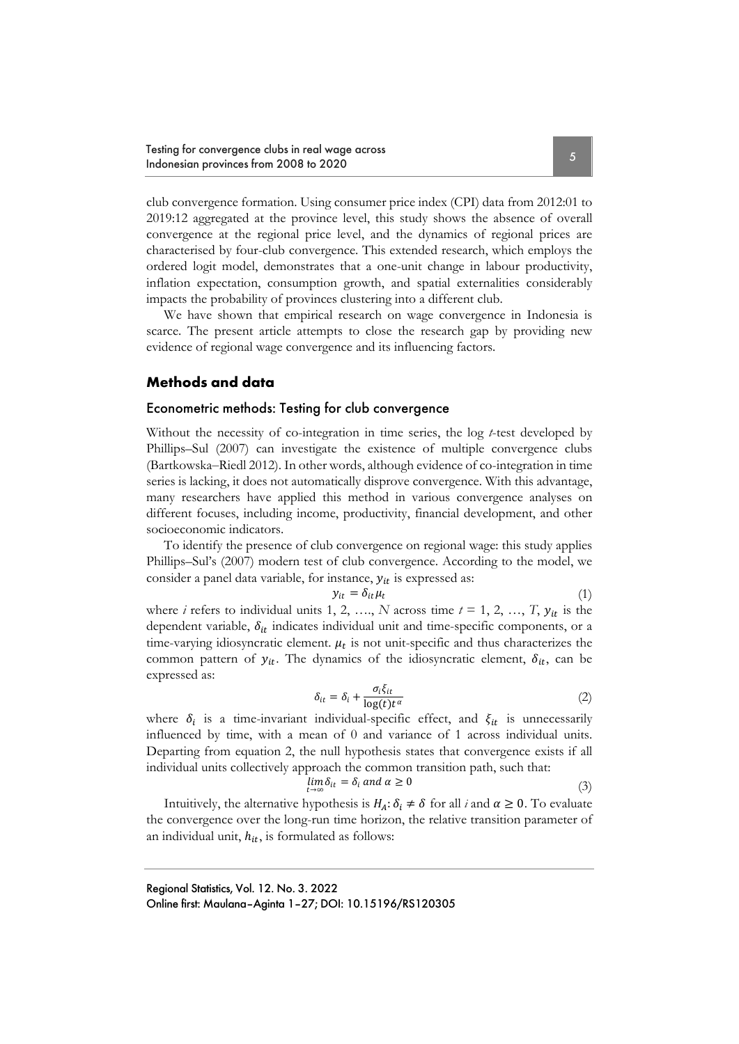club convergence formation. Using consumer price index (CPI) data from 2012:01 to 2019:12 aggregated at the province level, this study shows the absence of overall convergence at the regional price level, and the dynamics of regional prices are characterised by four-club convergence. This extended research, which employs the ordered logit model, demonstrates that a one-unit change in labour productivity, inflation expectation, consumption growth, and spatial externalities considerably impacts the probability of provinces clustering into a different club.

We have shown that empirical research on wage convergence in Indonesia is scarce. The present article attempts to close the research gap by providing new evidence of regional wage convergence and its influencing factors.

## Methods and data

### Econometric methods: Testing for club convergence

Without the necessity of co-integration in time series, the log *t*-test developed by Phillips–Sul (2007) can investigate the existence of multiple convergence clubs (Bartkowska–Riedl 2012). In other words, although evidence of co-integration in time series is lacking, it does not automatically disprove convergence. With this advantage, many researchers have applied this method in various convergence analyses on different focuses, including income, productivity, financial development, and other socioeconomic indicators.

To identify the presence of club convergence on regional wage: this study applies Phillips–Sul's (2007) modern test of club convergence. According to the model, we consider a panel data variable, for instance, $y_{it}$ is expressed as:

$$y_{it} = \delta_{it}\mu_t \tag{1}$$

where *i* refers to individual units 1, 2, …., *N* across time *t* = 1, 2, …, *T*, $y_{it}$ is the dependent variable, $\delta_{it}$ indicates individual unit and time-specific components, or a time-varying idiosyncratic element. $\mu_t$ is not unit-specific and thus characterizes the common pattern of $y_{it}$. The dynamics of the idiosyncratic element, $\delta_{it}$, can be expressed as:

$$\delta_{it} = \delta_i + \frac{\sigma_i \xi_{it}}{\log(t)t^{\alpha}} \tag{2}$$

where $\delta_i$ is a time-invariant individual-specific effect, and $\xi_{it}$ is unnecessarily influenced by time, with a mean of 0 and variance of 1 across individual units. Departing from equation 2, the null hypothesis states that convergence exists if all individual units collectively approach the common transition path, such that:

$$\lim_{t \to \infty} \delta_{it} = \delta_i \text{ and } \alpha \geq 0 \tag{3}$$

Intuitively, the alternative hypothesis is $H_A$: $\delta_i \neq \delta$ for all *i* and $\alpha \geq 0$. To evaluate the convergence over the long-run time horizon, the relative transition parameter of an individual unit, $h_{it}$, is formulated as follows: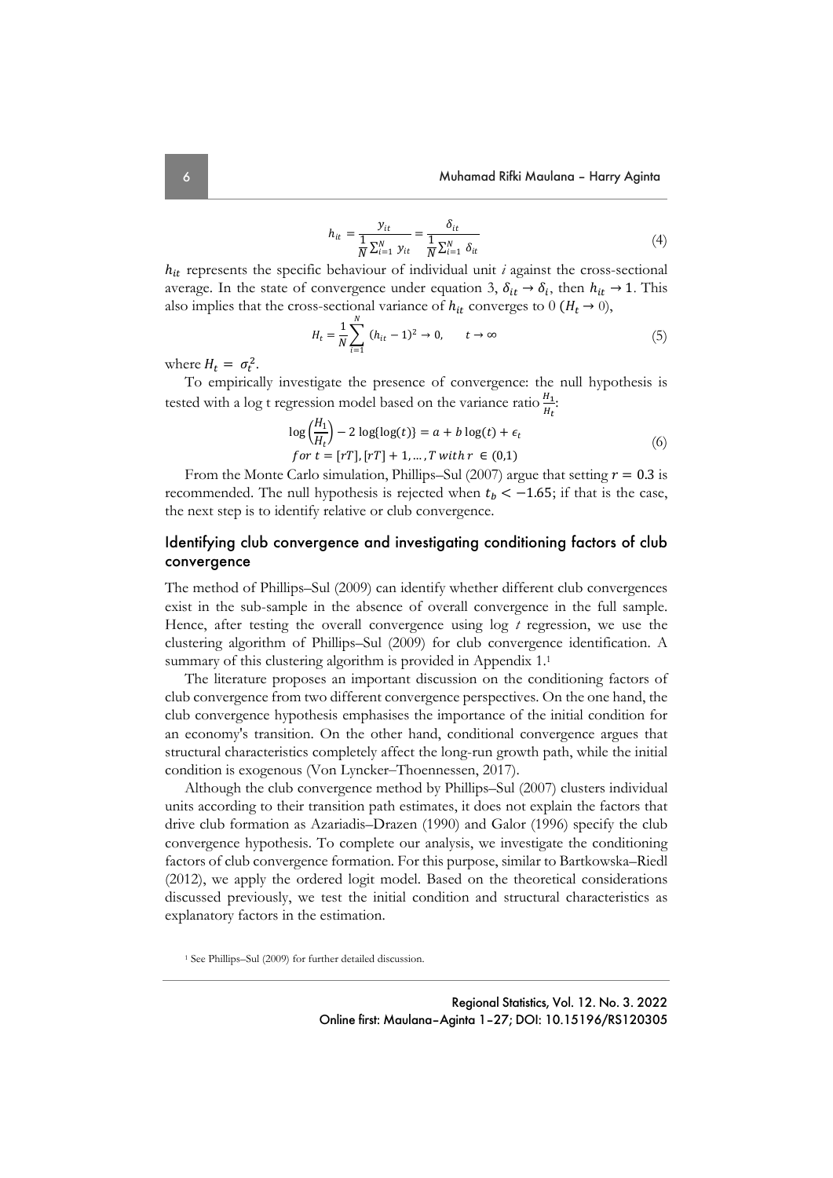$$h_{it} = \frac{y_{it}}{\frac{1}{N}\sum_{i=1}^{N} y_{it}} = \frac{\delta_{it}}{\frac{1}{N}\sum_{i=1}^{N} \delta_{it}} \tag{4}$$

$h_{it}$ represents the specific behaviour of individual unit *i* against the cross-sectional average. In the state of convergence under equation 3, $\delta_{it} \rightarrow \delta_i$, then $h_{it} \rightarrow 1$. This also implies that the cross-sectional variance of $h_{it}$ converges to 0 ($H_t \rightarrow 0$),

$$H_t = \frac{1}{N}\sum_{i=1}^{N} (h_{it} - 1)^2 \rightarrow 0, \qquad t \rightarrow \infty \tag{5}$$

where $H_t = \sigma_t^2$.

To empirically investigate the presence of convergence: the null hypothesis is tested with a log t regression model based on the variance ratio $\frac{H_1}{H_t}$:

$$\log\left(\frac{H_1}{H_t}\right) - 2\log\{\log(t)\} = a + b\log(t) + \epsilon_t$$
$$for\ t = [rT], [rT] + 1, \ldots, T\ with\ r \in (0,1) \tag{6}$$

From the Monte Carlo simulation, Phillips–Sul (2007) argue that setting $r = 0.3$ is recommended. The null hypothesis is rejected when $t_b < -1.65$; if that is the case, the next step is to identify relative or club convergence.

## Identifying club convergence and investigating conditioning factors of club convergence

The method of Phillips–Sul (2009) can identify whether different club convergences exist in the sub-sample in the absence of overall convergence in the full sample. Hence, after testing the overall convergence using log *t* regression, we use the clustering algorithm of Phillips–Sul (2009) for club convergence identification. A summary of this clustering algorithm is provided in Appendix 1.[1]

The literature proposes an important discussion on the conditioning factors of club convergence from two different convergence perspectives. On the one hand, the club convergence hypothesis emphasises the importance of the initial condition for an economy's transition. On the other hand, conditional convergence argues that structural characteristics completely affect the long-run growth path, while the initial condition is exogenous (Von Lyncker–Thoennessen, 2017).

Although the club convergence method by Phillips–Sul (2007) clusters individual units according to their transition path estimates, it does not explain the factors that drive club formation as Azariadis–Drazen (1990) and Galor (1996) specify the club convergence hypothesis. To complete our analysis, we investigate the conditioning factors of club convergence formation. For this purpose, similar to Bartkowska–Riedl (2012), we apply the ordered logit model. Based on the theoretical considerations discussed previously, we test the initial condition and structural characteristics as explanatory factors in the estimation.

[1] See Phillips–Sul (2009) for further detailed discussion.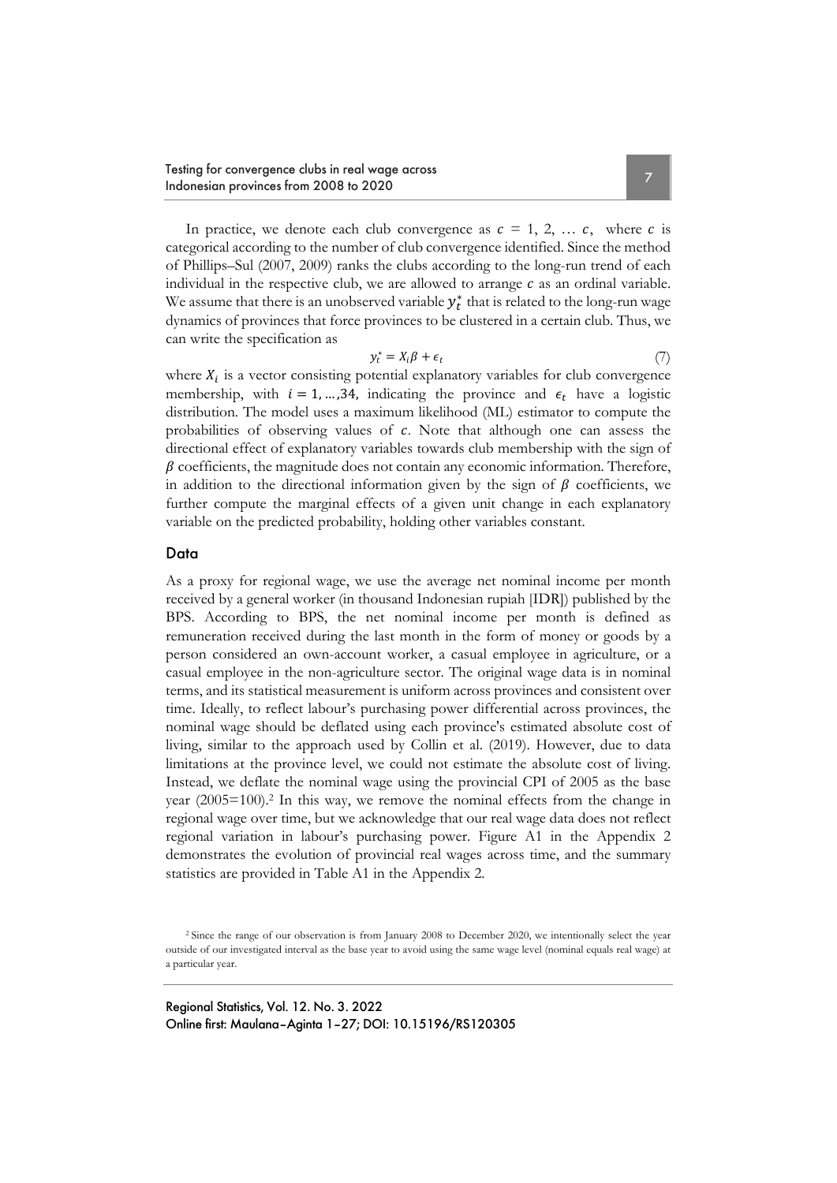In practice, we denote each club convergence as $c = 1, 2, \ldots c$, where $c$ is categorical according to the number of club convergence identified. Since the method of Phillips–Sul (2007, 2009) ranks the clubs according to the long-run trend of each individual in the respective club, we are allowed to arrange $c$ as an ordinal variable. We assume that there is an unobserved variable $y_t^*$ that is related to the long-run wage dynamics of provinces that force provinces to be clustered in a certain club. Thus, we can write the specification as

$$y_t^* = X_i\beta + \epsilon_t \tag{7}$$

where $X_i$ is a vector consisting potential explanatory variables for club convergence membership, with $i = 1, \ldots, 34$, indicating the province and $\epsilon_t$ have a logistic distribution. The model uses a maximum likelihood (ML) estimator to compute the probabilities of observing values of $c$. Note that although one can assess the directional effect of explanatory variables towards club membership with the sign of $\beta$ coefficients, the magnitude does not contain any economic information. Therefore, in addition to the directional information given by the sign of $\beta$ coefficients, we further compute the marginal effects of a given unit change in each explanatory variable on the predicted probability, holding other variables constant.

## Data

As a proxy for regional wage, we use the average net nominal income per month received by a general worker (in thousand Indonesian rupiah [IDR]) published by the BPS. According to BPS, the net nominal income per month is defined as remuneration received during the last month in the form of money or goods by a person considered an own-account worker, a casual employee in agriculture, or a casual employee in the non-agriculture sector. The original wage data is in nominal terms, and its statistical measurement is uniform across provinces and consistent over time. Ideally, to reflect labour's purchasing power differential across provinces, the nominal wage should be deflated using each province's estimated absolute cost of living, similar to the approach used by Collin et al. (2019). However, due to data limitations at the province level, we could not estimate the absolute cost of living. Instead, we deflate the nominal wage using the provincial CPI of 2005 as the base year (2005=100).[2] In this way, we remove the nominal effects from the change in regional wage over time, but we acknowledge that our real wage data does not reflect regional variation in labour's purchasing power. Figure A1 in the Appendix 2 demonstrates the evolution of provincial real wages across time, and the summary statistics are provided in Table A1 in the Appendix 2.

[2] Since the range of our observation is from January 2008 to December 2020, we intentionally select the year outside of our investigated interval as the base year to avoid using the same wage level (nominal equals real wage) at a particular year.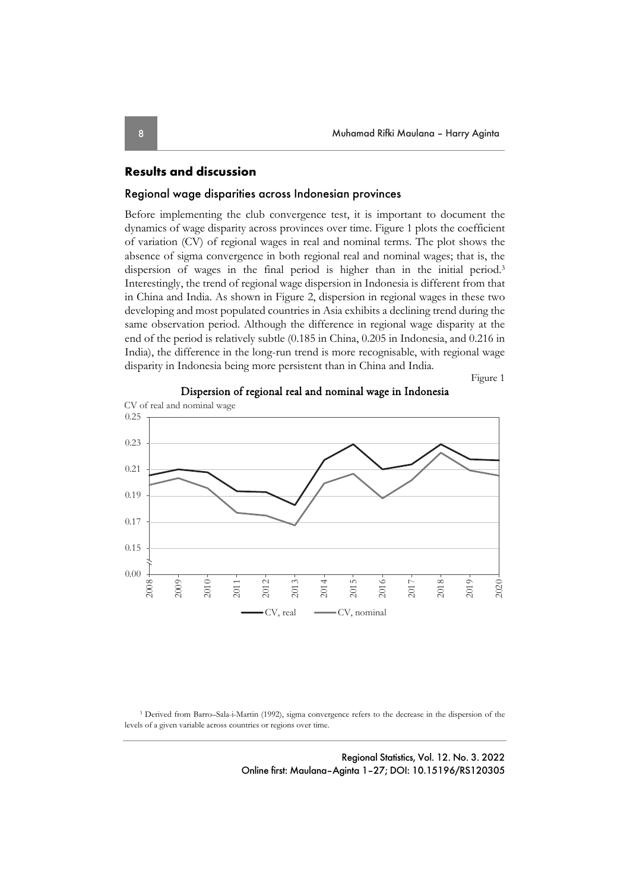## Results and discussion

### Regional wage disparities across Indonesian provinces

Before implementing the club convergence test, it is important to document the dynamics of wage disparity across provinces over time. Figure 1 plots the coefficient of variation (CV) of regional wages in real and nominal terms. The plot shows the absence of sigma convergence in both regional real and nominal wages; that is, the dispersion of wages in the final period is higher than in the initial period.[3] Interestingly, the trend of regional wage dispersion in Indonesia is different from that in China and India. As shown in Figure 2, dispersion in regional wages in these two developing and most populated countries in Asia exhibits a declining trend during the same observation period. Although the difference in regional wage disparity at the end of the period is relatively subtle (0.185 in China, 0.205 in Indonesia, and 0.216 in India), the difference in the long-run trend is more recognisable, with regional wage disparity in Indonesia being more persistent than in China and India.

Figure 1

**Dispersion of regional real and nominal wage in Indonesia**

[3] Derived from Barro–Sala-i-Martin (1992), sigma convergence refers to the decrease in the dispersion of the levels of a given variable across countries or regions over time.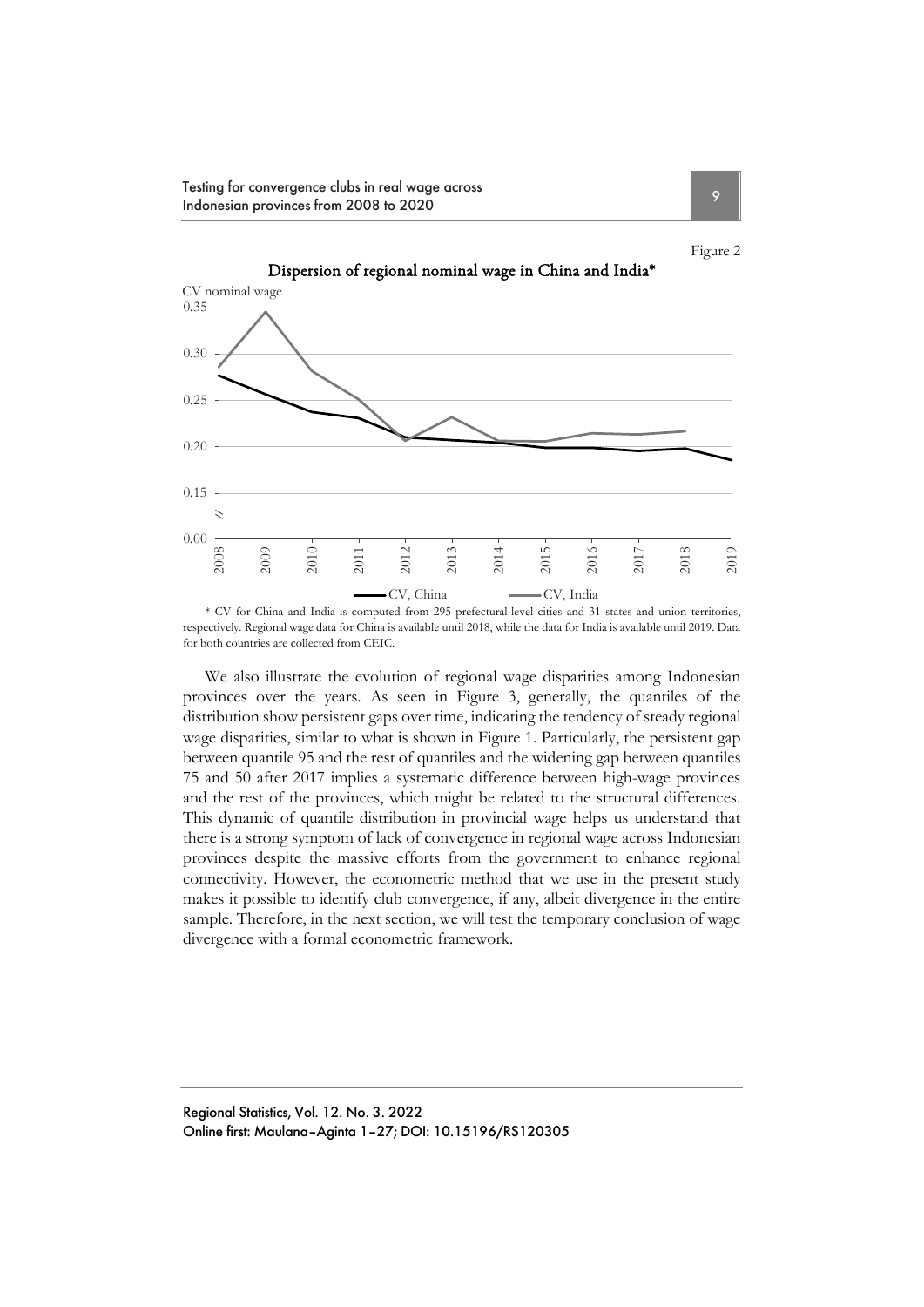Figure 2

**Dispersion of regional nominal wage in China and India***

\* CV for China and India is computed from 295 prefectural-level cities and 31 states and union territories, respectively. Regional wage data for China is available until 2018, while the data for India is available until 2019. Data for both countries are collected from CEIC.

We also illustrate the evolution of regional wage disparities among Indonesian provinces over the years. As seen in Figure 3, generally, the quantiles of the distribution show persistent gaps over time, indicating the tendency of steady regional wage disparities, similar to what is shown in Figure 1. Particularly, the persistent gap between quantile 95 and the rest of quantiles and the widening gap between quantiles 75 and 50 after 2017 implies a systematic difference between high-wage provinces and the rest of the provinces, which might be related to the structural differences. This dynamic of quantile distribution in provincial wage helps us understand that there is a strong symptom of lack of convergence in regional wage across Indonesian provinces despite the massive efforts from the government to enhance regional connectivity. However, the econometric method that we use in the present study makes it possible to identify club convergence, if any, albeit divergence in the entire sample. Therefore, in the next section, we will test the temporary conclusion of wage divergence with a formal econometric framework.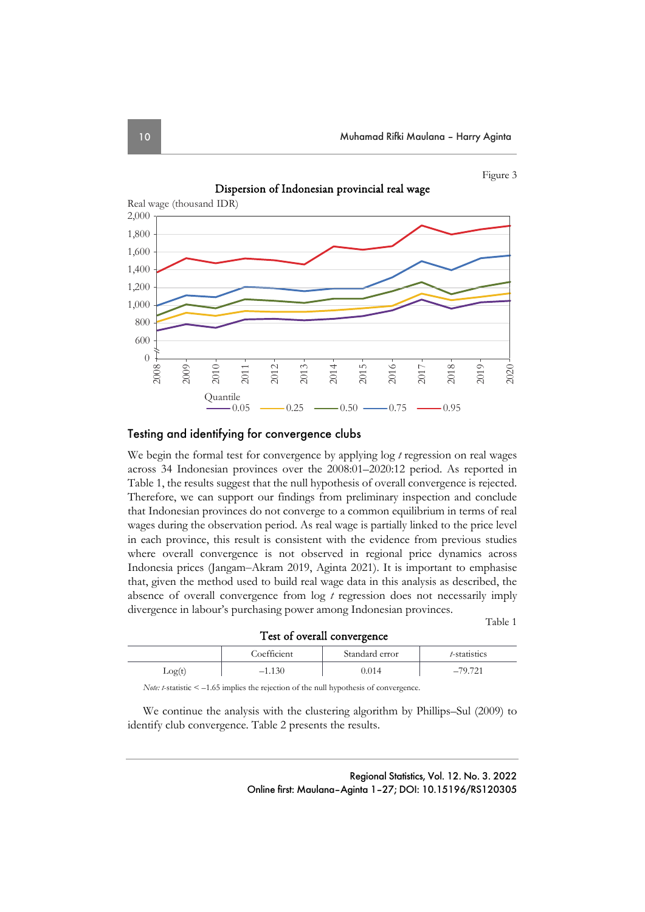Figure 3

**Dispersion of Indonesian provincial real wage**

Real wage (thousand IDR)

Quantile — 0.05 — 0.25 — 0.50 — 0.75 — 0.95

## Testing and identifying for convergence clubs

We begin the formal test for convergence by applying log *t* regression on real wages across 34 Indonesian provinces over the 2008:01–2020:12 period. As reported in Table 1, the results suggest that the null hypothesis of overall convergence is rejected. Therefore, we can support our findings from preliminary inspection and conclude that Indonesian provinces do not converge to a common equilibrium in terms of real wages during the observation period. As real wage is partially linked to the price level in each province, this result is consistent with the evidence from previous studies where overall convergence is not observed in regional price dynamics across Indonesia prices (Jangam–Akram 2019, Aginta 2021). It is important to emphasise that, given the method used to build real wage data in this analysis as described, the absence of overall convergence from log *t* regression does not necessarily imply divergence in labour's purchasing power among Indonesian provinces.

Table 1

**Test of overall convergence**

| | Coefficient | Standard error | *t*-statistics |
|---|---|---|---|
| Log(t) | –1.130 | 0.014 | –79.721 |

*Note: t*-statistic < –1.65 implies the rejection of the null hypothesis of convergence.

We continue the analysis with the clustering algorithm by Phillips–Sul (2009) to identify club convergence. Table 2 presents the results.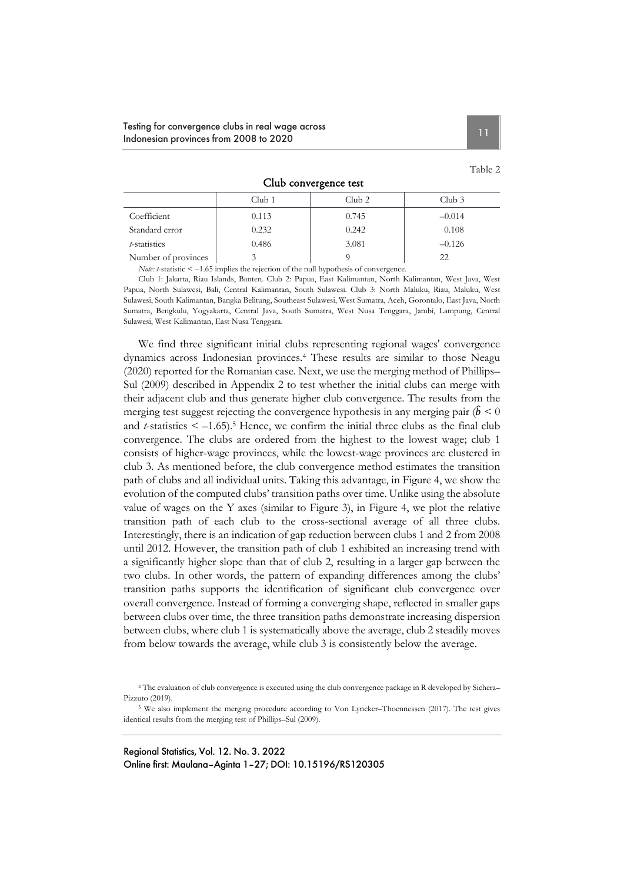Table 2

**Club convergence test**

| | Club 1 | Club 2 | Club 3 |
|---|---|---|---|
| Coefficient | 0.113 | 0.745 | –0.014 |
| Standard error | 0.232 | 0.242 | 0.108 |
| *t*-statistics | 0.486 | 3.081 | –0.126 |
| Number of provinces | 3 | 9 | 22 |

*Note: t*-statistic < –1.65 implies the rejection of the null hypothesis of convergence.

Club 1: Jakarta, Riau Islands, Banten. Club 2: Papua, East Kalimantan, North Kalimantan, West Java, West Papua, North Sulawesi, Bali, Central Kalimantan, South Sulawesi. Club 3: North Maluku, Riau, Maluku, West Sulawesi, South Kalimantan, Bangka Belitung, Southeast Sulawesi, West Sumatra, Aceh, Gorontalo, East Java, North Sumatra, Bengkulu, Yogyakarta, Central Java, South Sumatra, West Nusa Tenggara, Jambi, Lampung, Central Sulawesi, West Kalimantan, East Nusa Tenggara.

We find three significant initial clubs representing regional wages' convergence dynamics across Indonesian provinces.[4] These results are similar to those Neagu (2020) reported for the Romanian case. Next, we use the merging method of Phillips–Sul (2009) described in Appendix 2 to test whether the initial clubs can merge with their adjacent club and thus generate higher club convergence. The results from the merging test suggest rejecting the convergence hypothesis in any merging pair ($\hat{b} < 0$ and *t*-statistics $< -1.65$).[5] Hence, we confirm the initial three clubs as the final club convergence. The clubs are ordered from the highest to the lowest wage; club 1 consists of higher-wage provinces, while the lowest-wage provinces are clustered in club 3. As mentioned before, the club convergence method estimates the transition path of clubs and all individual units. Taking this advantage, in Figure 4, we show the evolution of the computed clubs' transition paths over time. Unlike using the absolute value of wages on the Y axes (similar to Figure 3), in Figure 4, we plot the relative transition path of each club to the cross-sectional average of all three clubs. Interestingly, there is an indication of gap reduction between clubs 1 and 2 from 2008 until 2012. However, the transition path of club 1 exhibited an increasing trend with a significantly higher slope than that of club 2, resulting in a larger gap between the two clubs. In other words, the pattern of expanding differences among the clubs' transition paths supports the identification of significant club convergence over overall convergence. Instead of forming a converging shape, reflected in smaller gaps between clubs over time, the three transition paths demonstrate increasing dispersion between clubs, where club 1 is systematically above the average, club 2 steadily moves from below towards the average, while club 3 is consistently below the average.

[4] The evaluation of club convergence is executed using the club convergence package in R developed by Sichera–Pizzuto (2019).

[5] We also implement the merging procedure according to Von Lyncker–Thoennessen (2017). The test gives identical results from the merging test of Phillips–Sul (2009).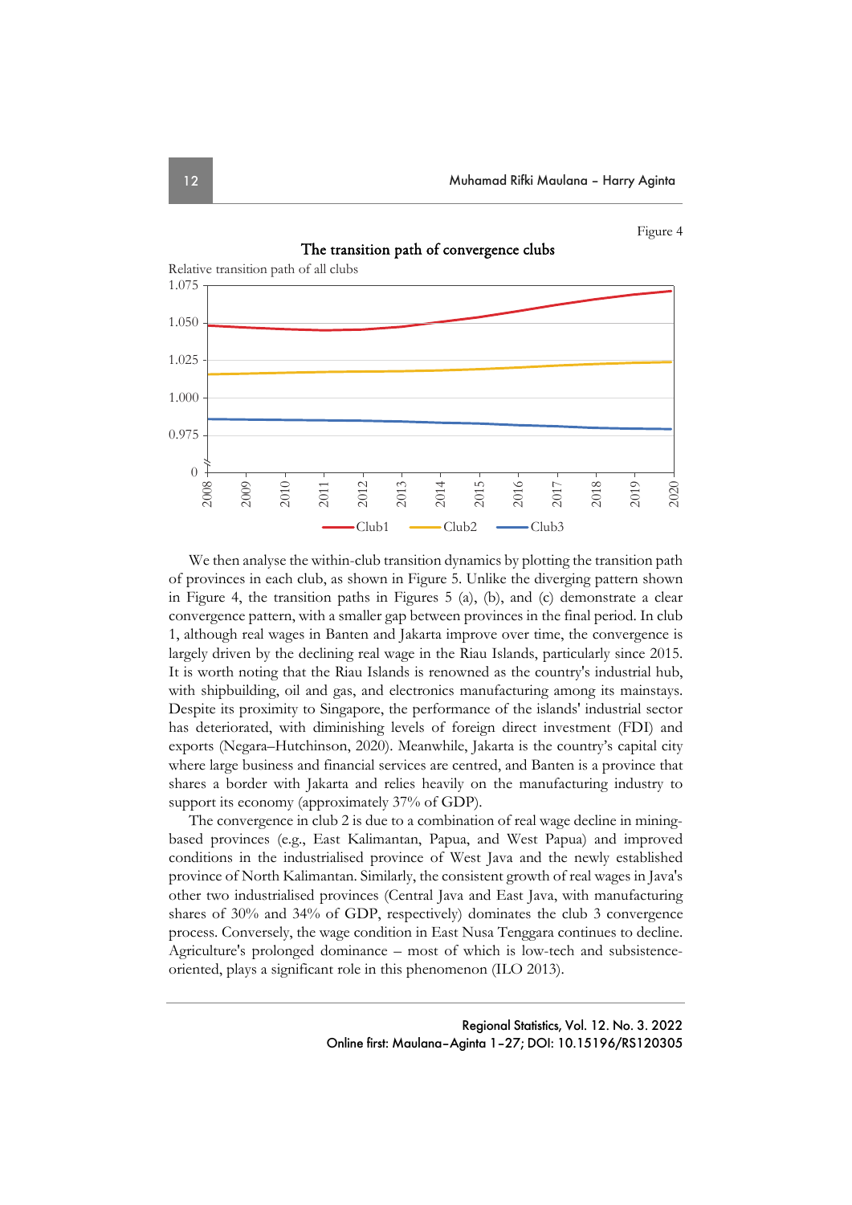Figure 4

**The transition path of convergence clubs**

Relative transition path of all clubs

We then analyse the within-club transition dynamics by plotting the transition path of provinces in each club, as shown in Figure 5. Unlike the diverging pattern shown in Figure 4, the transition paths in Figures 5 (a), (b), and (c) demonstrate a clear convergence pattern, with a smaller gap between provinces in the final period. In club 1, although real wages in Banten and Jakarta improve over time, the convergence is largely driven by the declining real wage in the Riau Islands, particularly since 2015. It is worth noting that the Riau Islands is renowned as the country's industrial hub, with shipbuilding, oil and gas, and electronics manufacturing among its mainstays. Despite its proximity to Singapore, the performance of the islands' industrial sector has deteriorated, with diminishing levels of foreign direct investment (FDI) and exports (Negara–Hutchinson, 2020). Meanwhile, Jakarta is the country's capital city where large business and financial services are centred, and Banten is a province that shares a border with Jakarta and relies heavily on the manufacturing industry to support its economy (approximately 37% of GDP).

The convergence in club 2 is due to a combination of real wage decline in mining-based provinces (e.g., East Kalimantan, Papua, and West Papua) and improved conditions in the industrialised province of West Java and the newly established province of North Kalimantan. Similarly, the consistent growth of real wages in Java's other two industrialised provinces (Central Java and East Java, with manufacturing shares of 30% and 34% of GDP, respectively) dominates the club 3 convergence process. Conversely, the wage condition in East Nusa Tenggara continues to decline. Agriculture's prolonged dominance – most of which is low-tech and subsistence-oriented, plays a significant role in this phenomenon (ILO 2013).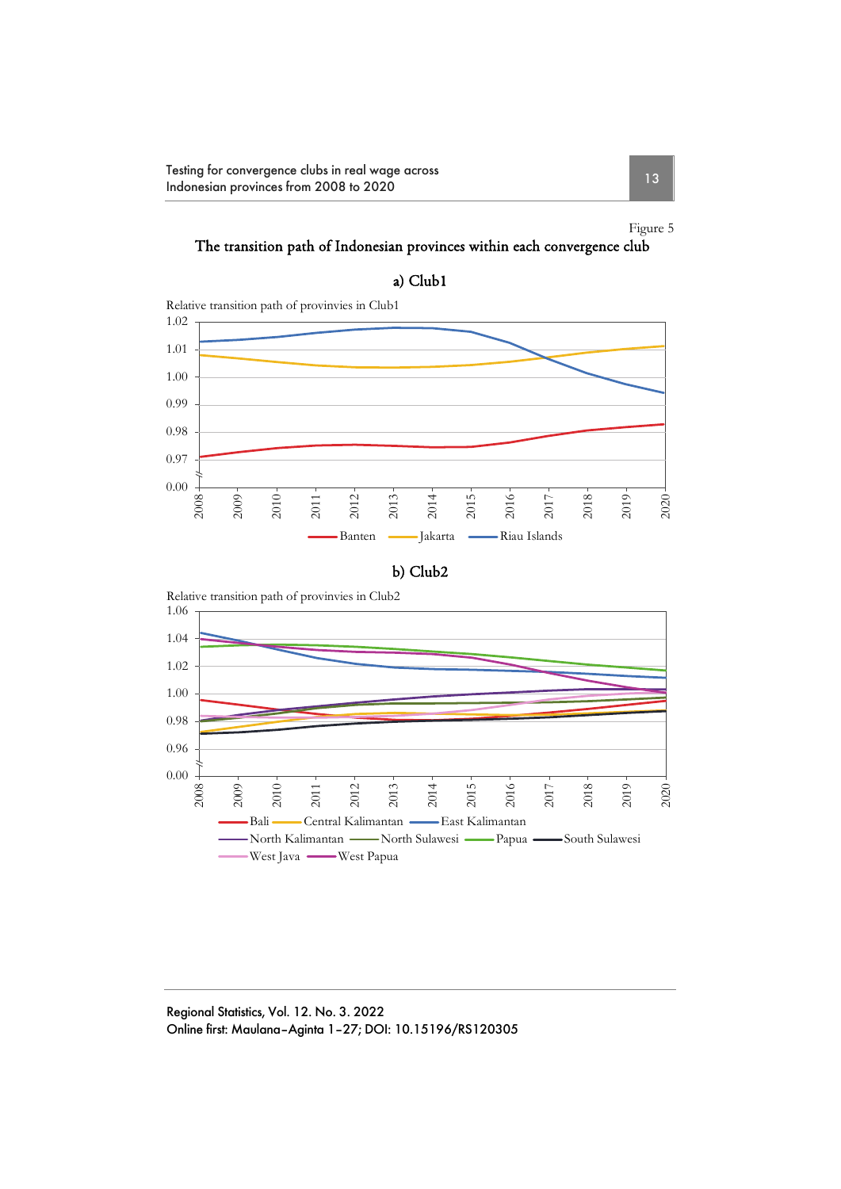Figure 5

**The transition path of Indonesian provinces within each convergence club**

a) Club1

Relative transition path of provinvies in Club1

Banten, Jakarta, Riau Islands

b) Club2

Relative transition path of provinvies in Club2

Bali, Central Kalimantan, East Kalimantan, North Kalimantan, North Sulawesi, Papua, South Sulawesi, West Java, West Papua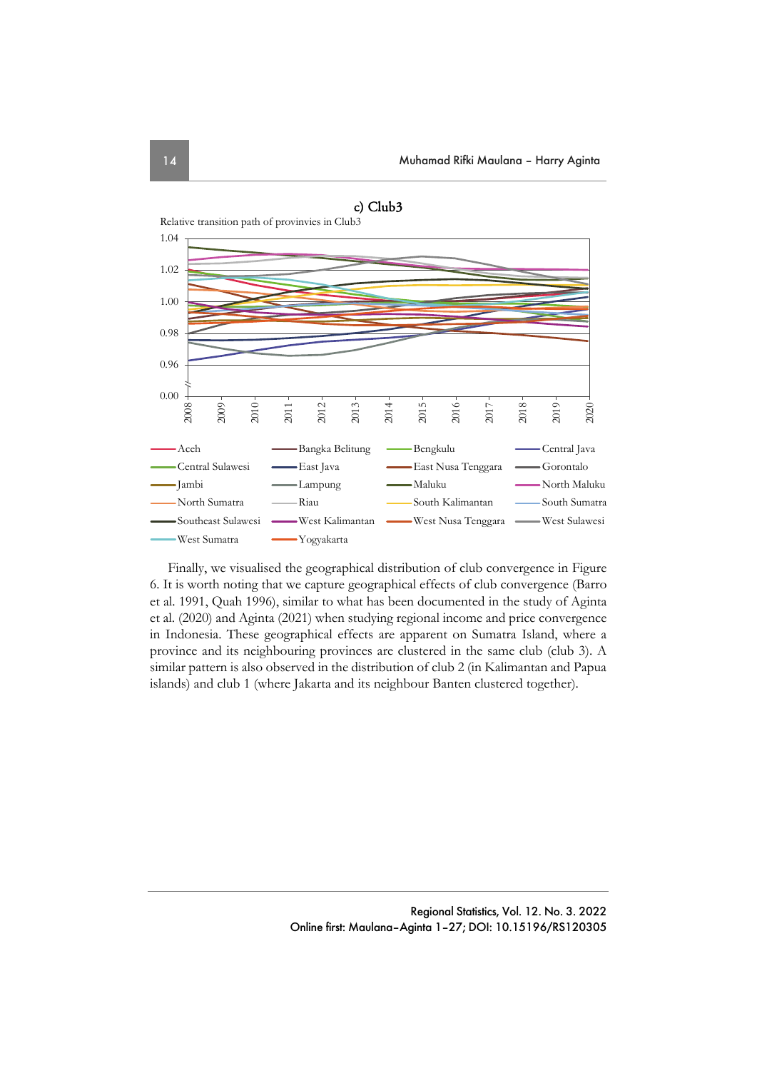c) Club3

Relative transition path of provinvies in Club3

Finally, we visualised the geographical distribution of club convergence in Figure 6. It is worth noting that we capture geographical effects of club convergence (Barro et al. 1991, Quah 1996), similar to what has been documented in the study of Aginta et al. (2020) and Aginta (2021) when studying regional income and price convergence in Indonesia. These geographical effects are apparent on Sumatra Island, where a province and its neighbouring provinces are clustered in the same club (club 3). A similar pattern is also observed in the distribution of club 2 (in Kalimantan and Papua islands) and club 1 (where Jakarta and its neighbour Banten clustered together).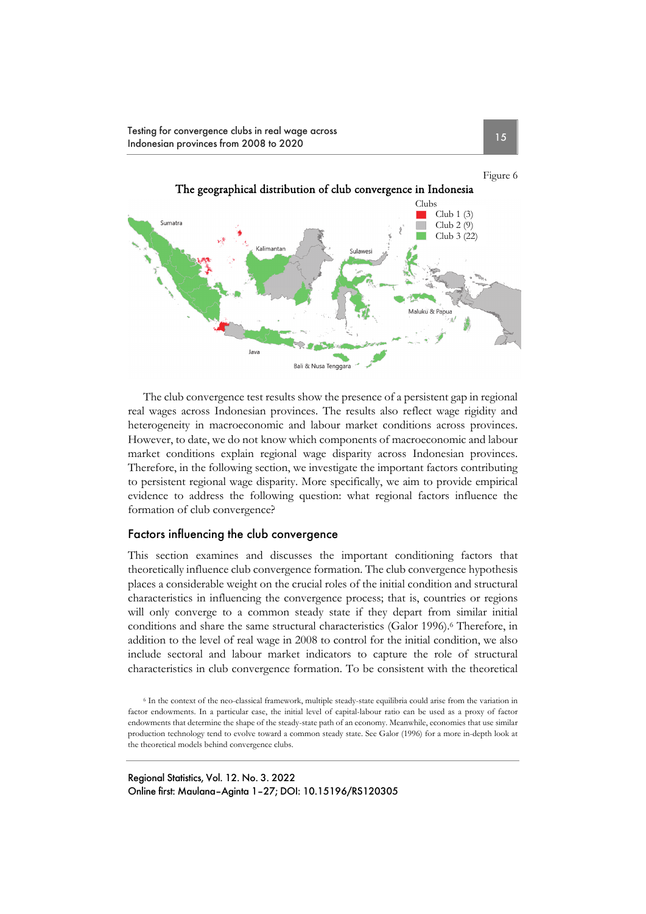Figure 6

The geographical distribution of club convergence in Indonesia

The club convergence test results show the presence of a persistent gap in regional real wages across Indonesian provinces. The results also reflect wage rigidity and heterogeneity in macroeconomic and labour market conditions across provinces. However, to date, we do not know which components of macroeconomic and labour market conditions explain regional wage disparity across Indonesian provinces. Therefore, in the following section, we investigate the important factors contributing to persistent regional wage disparity. More specifically, we aim to provide empirical evidence to address the following question: what regional factors influence the formation of club convergence?

## Factors influencing the club convergence

This section examines and discusses the important conditioning factors that theoretically influence club convergence formation. The club convergence hypothesis places a considerable weight on the crucial roles of the initial condition and structural characteristics in influencing the convergence process; that is, countries or regions will only converge to a common steady state if they depart from similar initial conditions and share the same structural characteristics (Galor 1996).[6] Therefore, in addition to the level of real wage in 2008 to control for the initial condition, we also include sectoral and labour market indicators to capture the role of structural characteristics in club convergence formation. To be consistent with the theoretical

[6] In the context of the neo-classical framework, multiple steady-state equilibria could arise from the variation in factor endowments. In a particular case, the initial level of capital-labour ratio can be used as a proxy of factor endowments that determine the shape of the steady-state path of an economy. Meanwhile, economies that use similar production technology tend to evolve toward a common steady state. See Galor (1996) for a more in-depth look at the theoretical models behind convergence clubs.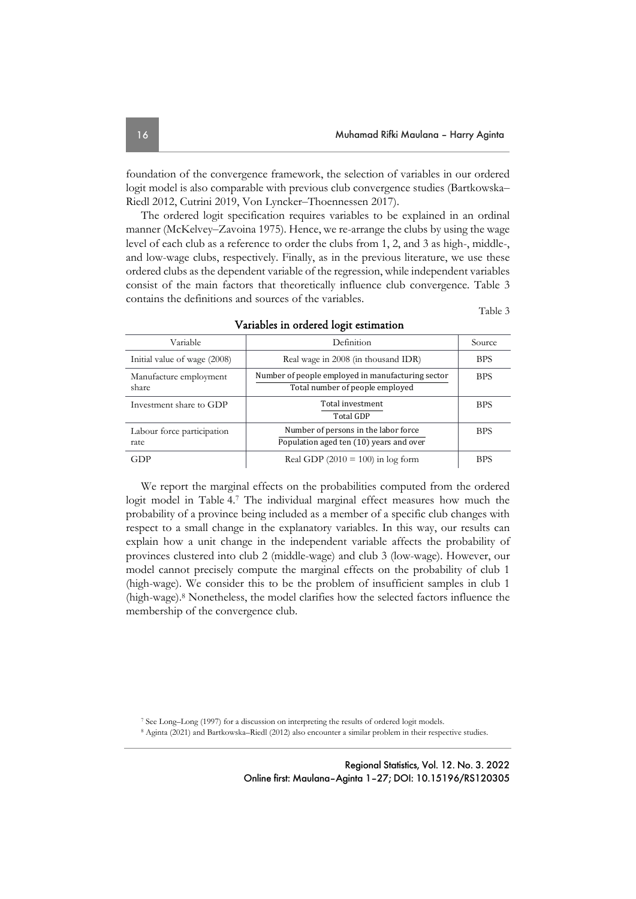foundation of the convergence framework, the selection of variables in our ordered logit model is also comparable with previous club convergence studies (Bartkowska–Riedl 2012, Cutrini 2019, Von Lyncker–Thoennessen 2017).

The ordered logit specification requires variables to be explained in an ordinal manner (McKelvey–Zavoina 1975). Hence, we re-arrange the clubs by using the wage level of each club as a reference to order the clubs from 1, 2, and 3 as high-, middle-, and low-wage clubs, respectively. Finally, as in the previous literature, we use these ordered clubs as the dependent variable of the regression, while independent variables consist of the main factors that theoretically influence club convergence. Table 3 contains the definitions and sources of the variables.

Table 3

**Variables in ordered logit estimation**

| Variable | Definition | Source |
|---|---|---|
| Initial value of wage (2008) | Real wage in 2008 (in thousand IDR) | BPS |
| Manufacture employment share | $\frac{\text{Number of people employed in manufacturing sector}}{\text{Total number of people employed}}$ | BPS |
| Investment share to GDP | $\frac{\text{Total investment}}{\text{Total GDP}}$ | BPS |
| Labour force participation rate | $\frac{\text{Number of persons in the labor force}}{\text{Population aged ten (10) years and over}}$ | BPS |
| GDP | Real GDP (2010 = 100) in log form | BPS |

We report the marginal effects on the probabilities computed from the ordered logit model in Table 4.[7] The individual marginal effect measures how much the probability of a province being included as a member of a specific club changes with respect to a small change in the explanatory variables. In this way, our results can explain how a unit change in the independent variable affects the probability of provinces clustered into club 2 (middle-wage) and club 3 (low-wage). However, our model cannot precisely compute the marginal effects on the probability of club 1 (high-wage). We consider this to be the problem of insufficient samples in club 1 (high-wage).[8] Nonetheless, the model clarifies how the selected factors influence the membership of the convergence club.

[7] See Long–Long (1997) for a discussion on interpreting the results of ordered logit models.

[8] Aginta (2021) and Bartkowska–Riedl (2012) also encounter a similar problem in their respective studies.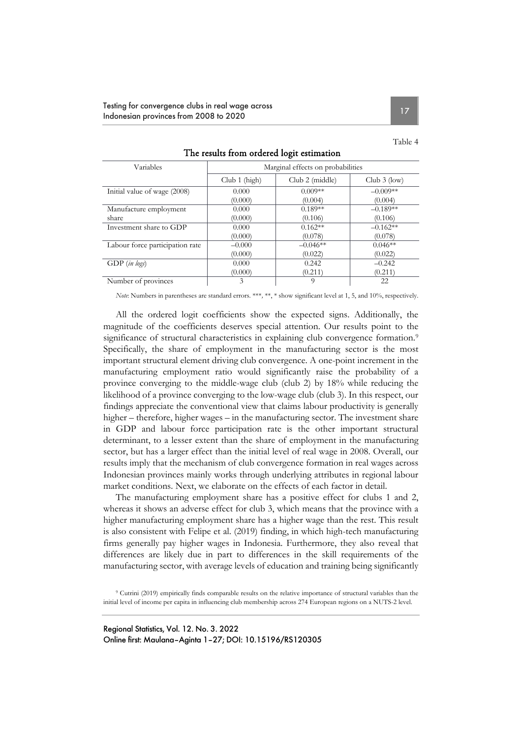Table 4

**The results from ordered logit estimation**

| Variables | Marginal effects on probabilities | | |
|---|---|---|---|
| | Club 1 (high) | Club 2 (middle) | Club 3 (low) |
| Initial value of wage (2008) | 0.000<br>(0.000) | 0.009**<br>(0.004) | –0.009**<br>(0.004) |
| Manufacture employment share | 0.000<br>(0.000) | 0.189**<br>(0.106) | –0.189**<br>(0.106) |
| Investment share to GDP | 0.000<br>(0.000) | 0.162**<br>(0.078) | –0.162**<br>(0.078) |
| Labour force participation rate | –0.000<br>(0.000) | –0.046**<br>(0.022) | 0.046**<br>(0.022) |
| GDP (*in logs*) | 0.000<br>(0.000) | 0.242<br>(0.211) | –0.242<br>(0.211) |
| Number of provinces | 3 | 9 | 22 |

*Note*: Numbers in parentheses are standard errors. ***, **, * show significant level at 1, 5, and 10%, respectively.

All the ordered logit coefficients show the expected signs. Additionally, the magnitude of the coefficients deserves special attention. Our results point to the significance of structural characteristics in explaining club convergence formation.[9] Specifically, the share of employment in the manufacturing sector is the most important structural element driving club convergence. A one-point increment in the manufacturing employment ratio would significantly raise the probability of a province converging to the middle-wage club (club 2) by 18% while reducing the likelihood of a province converging to the low-wage club (club 3). In this respect, our findings appreciate the conventional view that claims labour productivity is generally higher – therefore, higher wages – in the manufacturing sector. The investment share in GDP and labour force participation rate is the other important structural determinant, to a lesser extent than the share of employment in the manufacturing sector, but has a larger effect than the initial level of real wage in 2008. Overall, our results imply that the mechanism of club convergence formation in real wages across Indonesian provinces mainly works through underlying attributes in regional labour market conditions. Next, we elaborate on the effects of each factor in detail.

The manufacturing employment share has a positive effect for clubs 1 and 2, whereas it shows an adverse effect for club 3, which means that the province with a higher manufacturing employment share has a higher wage than the rest. This result is also consistent with Felipe et al. (2019) finding, in which high-tech manufacturing firms generally pay higher wages in Indonesia. Furthermore, they also reveal that differences are likely due in part to differences in the skill requirements of the manufacturing sector, with average levels of education and training being significantly

[9] Cutrini (2019) empirically finds comparable results on the relative importance of structural variables than the initial level of income per capita in influencing club membership across 274 European regions on a NUTS-2 level.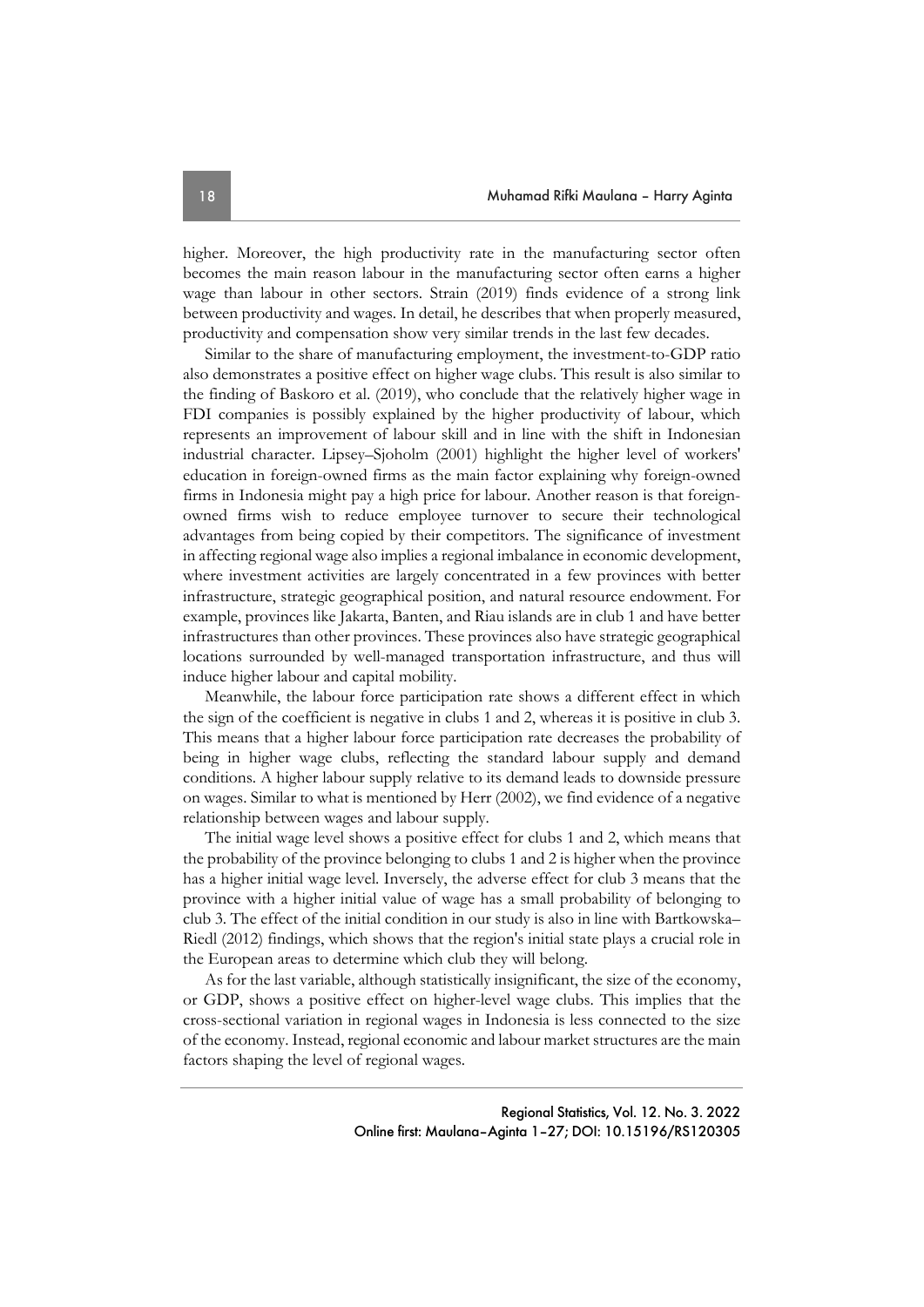higher. Moreover, the high productivity rate in the manufacturing sector often becomes the main reason labour in the manufacturing sector often earns a higher wage than labour in other sectors. Strain (2019) finds evidence of a strong link between productivity and wages. In detail, he describes that when properly measured, productivity and compensation show very similar trends in the last few decades.

Similar to the share of manufacturing employment, the investment-to-GDP ratio also demonstrates a positive effect on higher wage clubs. This result is also similar to the finding of Baskoro et al. (2019), who conclude that the relatively higher wage in FDI companies is possibly explained by the higher productivity of labour, which represents an improvement of labour skill and in line with the shift in Indonesian industrial character. Lipsey–Sjoholm (2001) highlight the higher level of workers' education in foreign-owned firms as the main factor explaining why foreign-owned firms in Indonesia might pay a high price for labour. Another reason is that foreign-owned firms wish to reduce employee turnover to secure their technological advantages from being copied by their competitors. The significance of investment in affecting regional wage also implies a regional imbalance in economic development, where investment activities are largely concentrated in a few provinces with better infrastructure, strategic geographical position, and natural resource endowment. For example, provinces like Jakarta, Banten, and Riau islands are in club 1 and have better infrastructures than other provinces. These provinces also have strategic geographical locations surrounded by well-managed transportation infrastructure, and thus will induce higher labour and capital mobility.

Meanwhile, the labour force participation rate shows a different effect in which the sign of the coefficient is negative in clubs 1 and 2, whereas it is positive in club 3. This means that a higher labour force participation rate decreases the probability of being in higher wage clubs, reflecting the standard labour supply and demand conditions. A higher labour supply relative to its demand leads to downside pressure on wages. Similar to what is mentioned by Herr (2002), we find evidence of a negative relationship between wages and labour supply.

The initial wage level shows a positive effect for clubs 1 and 2, which means that the probability of the province belonging to clubs 1 and 2 is higher when the province has a higher initial wage level. Inversely, the adverse effect for club 3 means that the province with a higher initial value of wage has a small probability of belonging to club 3. The effect of the initial condition in our study is also in line with Bartkowska–Riedl (2012) findings, which shows that the region's initial state plays a crucial role in the European areas to determine which club they will belong.

As for the last variable, although statistically insignificant, the size of the economy, or GDP, shows a positive effect on higher-level wage clubs. This implies that the cross-sectional variation in regional wages in Indonesia is less connected to the size of the economy. Instead, regional economic and labour market structures are the main factors shaping the level of regional wages.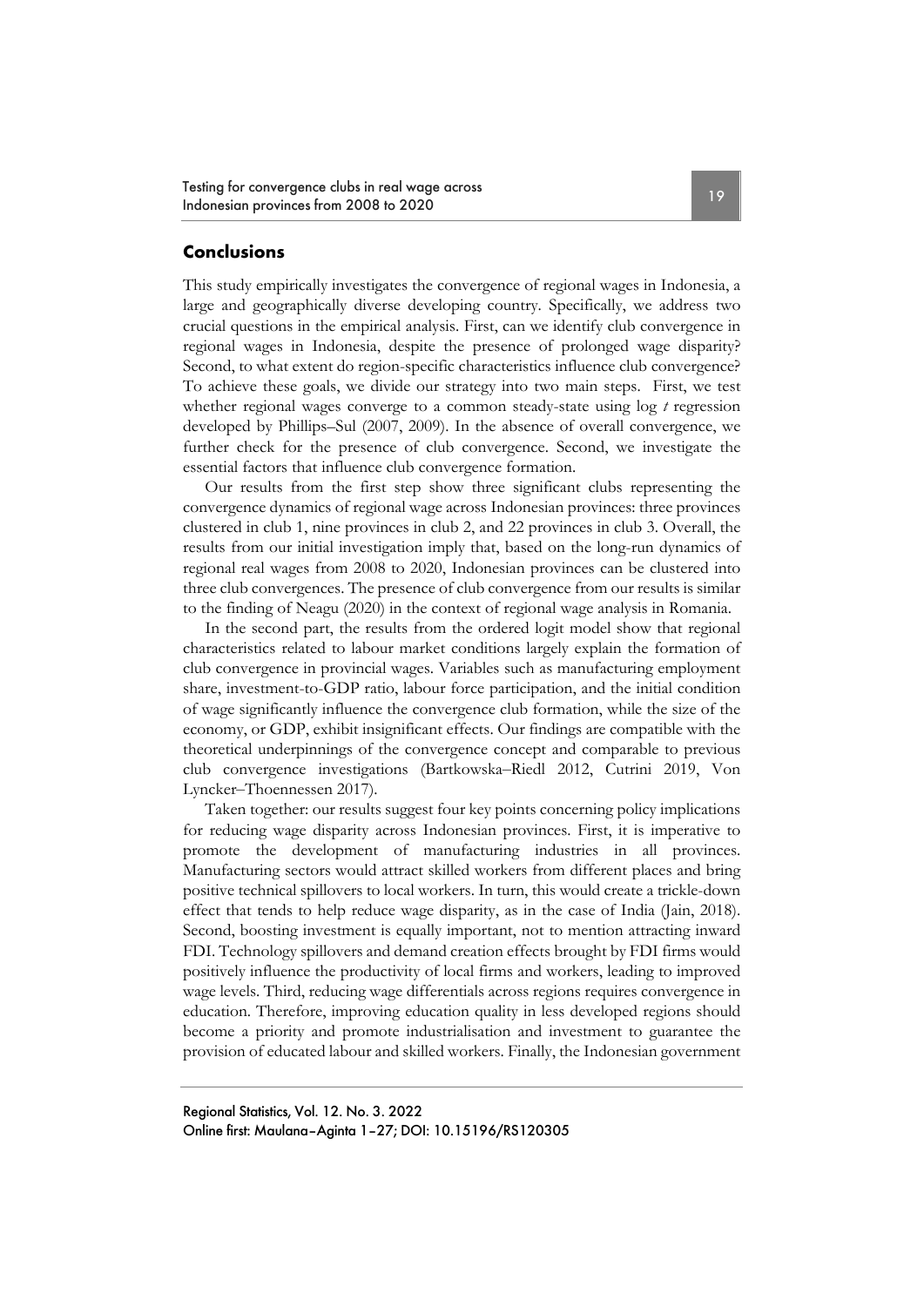## Conclusions

This study empirically investigates the convergence of regional wages in Indonesia, a large and geographically diverse developing country. Specifically, we address two crucial questions in the empirical analysis. First, can we identify club convergence in regional wages in Indonesia, despite the presence of prolonged wage disparity? Second, to what extent do region-specific characteristics influence club convergence? To achieve these goals, we divide our strategy into two main steps. First, we test whether regional wages converge to a common steady-state using log *t* regression developed by Phillips–Sul (2007, 2009). In the absence of overall convergence, we further check for the presence of club convergence. Second, we investigate the essential factors that influence club convergence formation.

Our results from the first step show three significant clubs representing the convergence dynamics of regional wage across Indonesian provinces: three provinces clustered in club 1, nine provinces in club 2, and 22 provinces in club 3. Overall, the results from our initial investigation imply that, based on the long-run dynamics of regional real wages from 2008 to 2020, Indonesian provinces can be clustered into three club convergences. The presence of club convergence from our results is similar to the finding of Neagu (2020) in the context of regional wage analysis in Romania.

In the second part, the results from the ordered logit model show that regional characteristics related to labour market conditions largely explain the formation of club convergence in provincial wages. Variables such as manufacturing employment share, investment-to-GDP ratio, labour force participation, and the initial condition of wage significantly influence the convergence club formation, while the size of the economy, or GDP, exhibit insignificant effects. Our findings are compatible with the theoretical underpinnings of the convergence concept and comparable to previous club convergence investigations (Bartkowska–Riedl 2012, Cutrini 2019, Von Lyncker–Thoennessen 2017).

Taken together: our results suggest four key points concerning policy implications for reducing wage disparity across Indonesian provinces. First, it is imperative to promote the development of manufacturing industries in all provinces. Manufacturing sectors would attract skilled workers from different places and bring positive technical spillovers to local workers. In turn, this would create a trickle-down effect that tends to help reduce wage disparity, as in the case of India (Jain, 2018). Second, boosting investment is equally important, not to mention attracting inward FDI. Technology spillovers and demand creation effects brought by FDI firms would positively influence the productivity of local firms and workers, leading to improved wage levels. Third, reducing wage differentials across regions requires convergence in education. Therefore, improving education quality in less developed regions should become a priority and promote industrialisation and investment to guarantee the provision of educated labour and skilled workers. Finally, the Indonesian government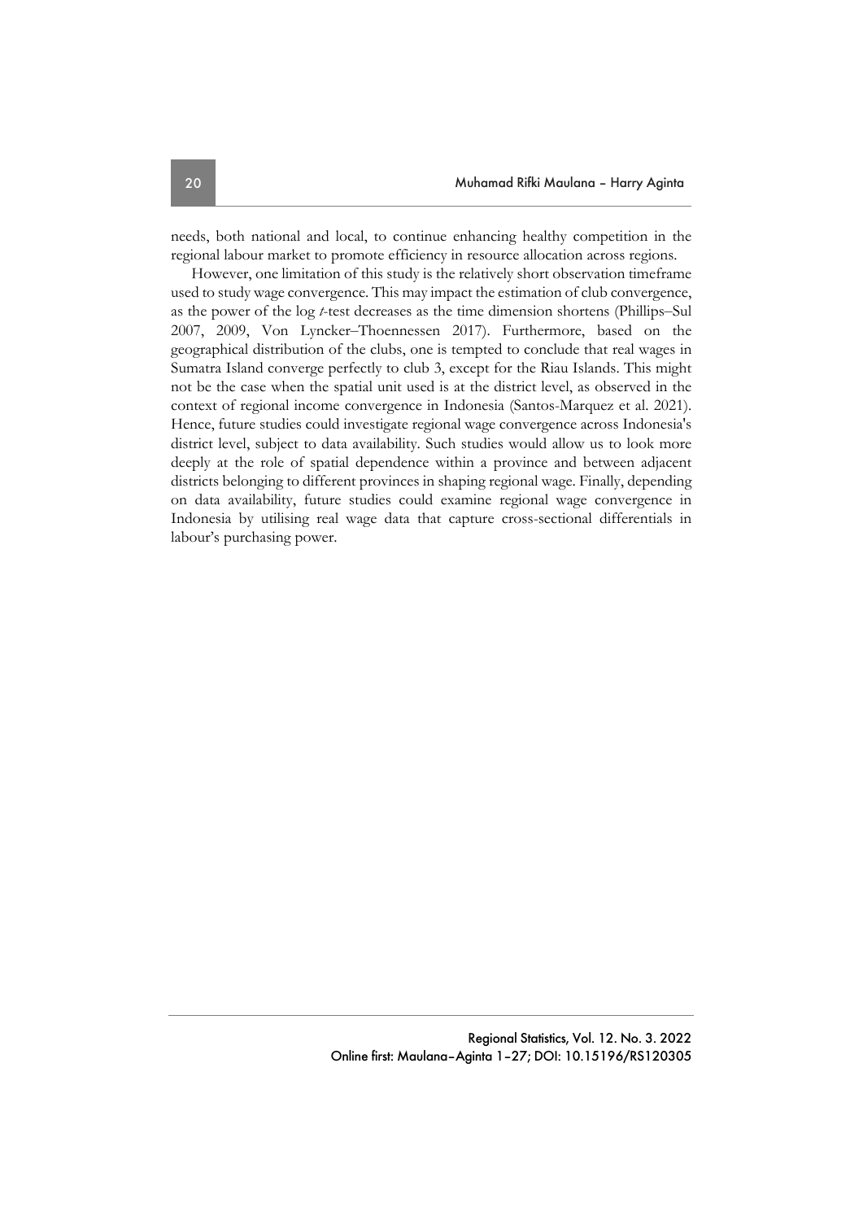needs, both national and local, to continue enhancing healthy competition in the regional labour market to promote efficiency in resource allocation across regions.

However, one limitation of this study is the relatively short observation timeframe used to study wage convergence. This may impact the estimation of club convergence, as the power of the log *t*-test decreases as the time dimension shortens (Phillips–Sul 2007, 2009, Von Lyncker–Thoennessen 2017). Furthermore, based on the geographical distribution of the clubs, one is tempted to conclude that real wages in Sumatra Island converge perfectly to club 3, except for the Riau Islands. This might not be the case when the spatial unit used is at the district level, as observed in the context of regional income convergence in Indonesia (Santos-Marquez et al. 2021). Hence, future studies could investigate regional wage convergence across Indonesia's district level, subject to data availability. Such studies would allow us to look more deeply at the role of spatial dependence within a province and between adjacent districts belonging to different provinces in shaping regional wage. Finally, depending on data availability, future studies could examine regional wage convergence in Indonesia by utilising real wage data that capture cross-sectional differentials in labour's purchasing power.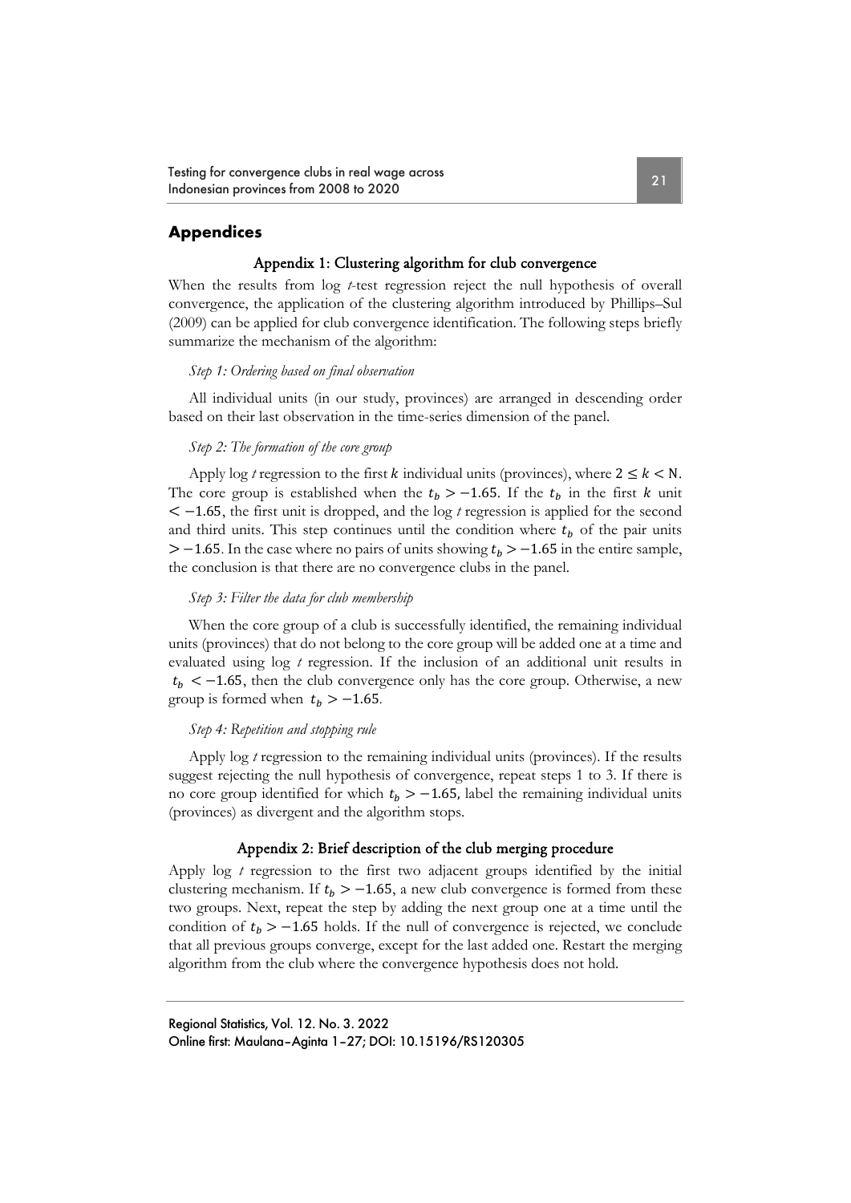## Appendices

### Appendix 1: Clustering algorithm for club convergence

When the results from log *t*-test regression reject the null hypothesis of overall convergence, the application of the clustering algorithm introduced by Phillips–Sul (2009) can be applied for club convergence identification. The following steps briefly summarize the mechanism of the algorithm:

*Step 1: Ordering based on final observation*

All individual units (in our study, provinces) are arranged in descending order based on their last observation in the time-series dimension of the panel.

*Step 2: The formation of the core group*

Apply log *t* regression to the first $k$ individual units (provinces), where $2 \leq k < \mathrm{N}$. The core group is established when the $t_b > -1.65$. If the $t_b$ in the first $k$ unit $< -1.65$, the first unit is dropped, and the log *t* regression is applied for the second and third units. This step continues until the condition where $t_b$ of the pair units $> -1.65$. In the case where no pairs of units showing $t_b > -1.65$ in the entire sample, the conclusion is that there are no convergence clubs in the panel.

*Step 3: Filter the data for club membership*

When the core group of a club is successfully identified, the remaining individual units (provinces) that do not belong to the core group will be added one at a time and evaluated using log *t* regression. If the inclusion of an additional unit results in $t_b < -1.65$, then the club convergence only has the core group. Otherwise, a new group is formed when $t_b > -1.65$.

*Step 4: Repetition and stopping rule*

Apply log *t* regression to the remaining individual units (provinces). If the results suggest rejecting the null hypothesis of convergence, repeat steps 1 to 3. If there is no core group identified for which $t_b > -1.65$, label the remaining individual units (provinces) as divergent and the algorithm stops.

### Appendix 2: Brief description of the club merging procedure

Apply log *t* regression to the first two adjacent groups identified by the initial clustering mechanism. If $t_b > -1.65$, a new club convergence is formed from these two groups. Next, repeat the step by adding the next group one at a time until the condition of $t_b > -1.65$ holds. If the null of convergence is rejected, we conclude that all previous groups converge, except for the last added one. Restart the merging algorithm from the club where the convergence hypothesis does not hold.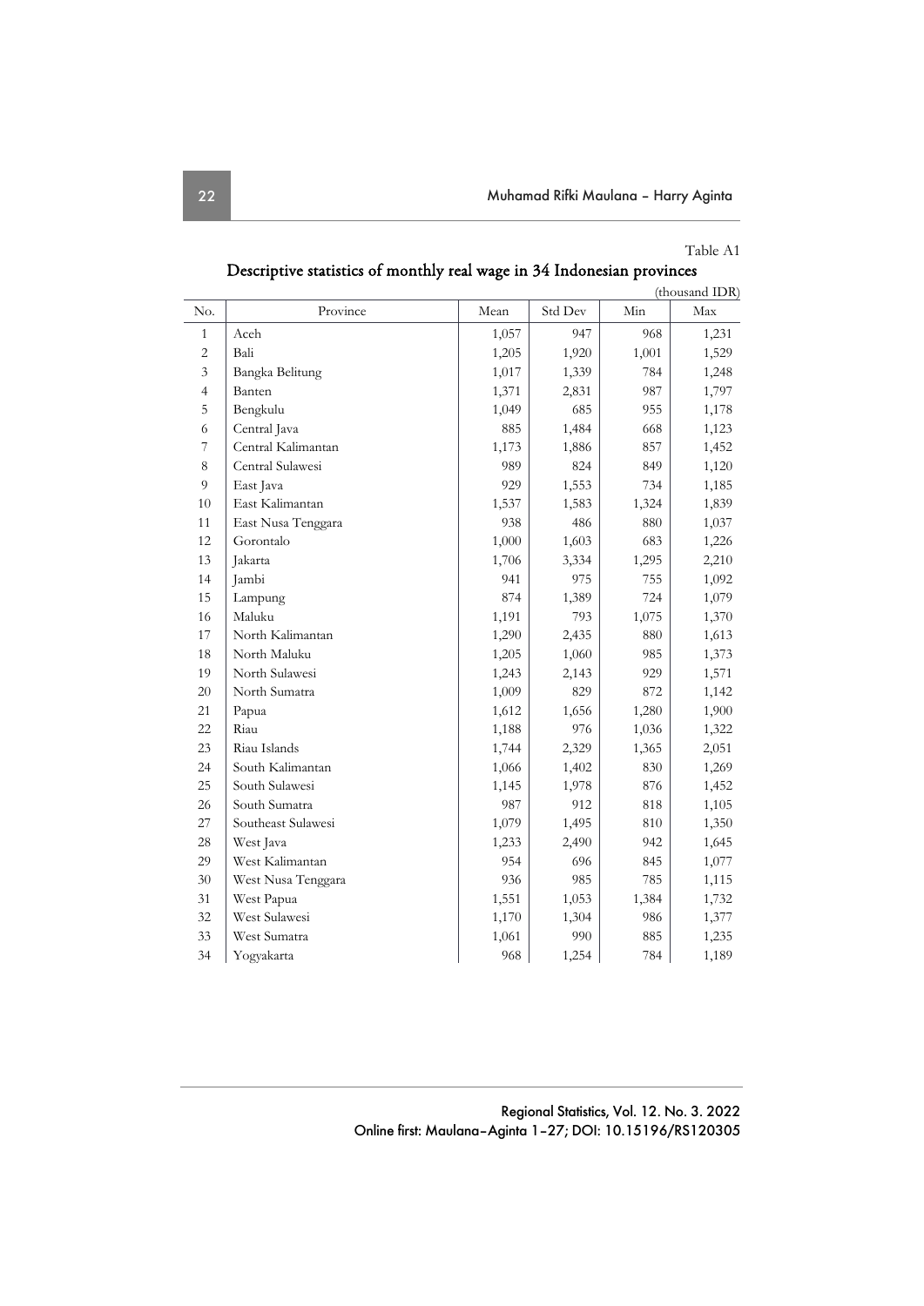Table A1

**Descriptive statistics of monthly real wage in 34 Indonesian provinces**

(thousand IDR)

| No. | Province | Mean | Std Dev | Min | Max |
|---|---|---|---|---|---|
| 1 | Aceh | 1,057 | 947 | 968 | 1,231 |
| 2 | Bali | 1,205 | 1,920 | 1,001 | 1,529 |
| 3 | Bangka Belitung | 1,017 | 1,339 | 784 | 1,248 |
| 4 | Banten | 1,371 | 2,831 | 987 | 1,797 |
| 5 | Bengkulu | 1,049 | 685 | 955 | 1,178 |
| 6 | Central Java | 885 | 1,484 | 668 | 1,123 |
| 7 | Central Kalimantan | 1,173 | 1,886 | 857 | 1,452 |
| 8 | Central Sulawesi | 989 | 824 | 849 | 1,120 |
| 9 | East Java | 929 | 1,553 | 734 | 1,185 |
| 10 | East Kalimantan | 1,537 | 1,583 | 1,324 | 1,839 |
| 11 | East Nusa Tenggara | 938 | 486 | 880 | 1,037 |
| 12 | Gorontalo | 1,000 | 1,603 | 683 | 1,226 |
| 13 | Jakarta | 1,706 | 3,334 | 1,295 | 2,210 |
| 14 | Jambi | 941 | 975 | 755 | 1,092 |
| 15 | Lampung | 874 | 1,389 | 724 | 1,079 |
| 16 | Maluku | 1,191 | 793 | 1,075 | 1,370 |
| 17 | North Kalimantan | 1,290 | 2,435 | 880 | 1,613 |
| 18 | North Maluku | 1,205 | 1,060 | 985 | 1,373 |
| 19 | North Sulawesi | 1,243 | 2,143 | 929 | 1,571 |
| 20 | North Sumatra | 1,009 | 829 | 872 | 1,142 |
| 21 | Papua | 1,612 | 1,656 | 1,280 | 1,900 |
| 22 | Riau | 1,188 | 976 | 1,036 | 1,322 |
| 23 | Riau Islands | 1,744 | 2,329 | 1,365 | 2,051 |
| 24 | South Kalimantan | 1,066 | 1,402 | 830 | 1,269 |
| 25 | South Sulawesi | 1,145 | 1,978 | 876 | 1,452 |
| 26 | South Sumatra | 987 | 912 | 818 | 1,105 |
| 27 | Southeast Sulawesi | 1,079 | 1,495 | 810 | 1,350 |
| 28 | West Java | 1,233 | 2,490 | 942 | 1,645 |
| 29 | West Kalimantan | 954 | 696 | 845 | 1,077 |
| 30 | West Nusa Tenggara | 936 | 985 | 785 | 1,115 |
| 31 | West Papua | 1,551 | 1,053 | 1,384 | 1,732 |
| 32 | West Sulawesi | 1,170 | 1,304 | 986 | 1,377 |
| 33 | West Sumatra | 1,061 | 990 | 885 | 1,235 |
| 34 | Yogyakarta | 968 | 1,254 | 784 | 1,189 |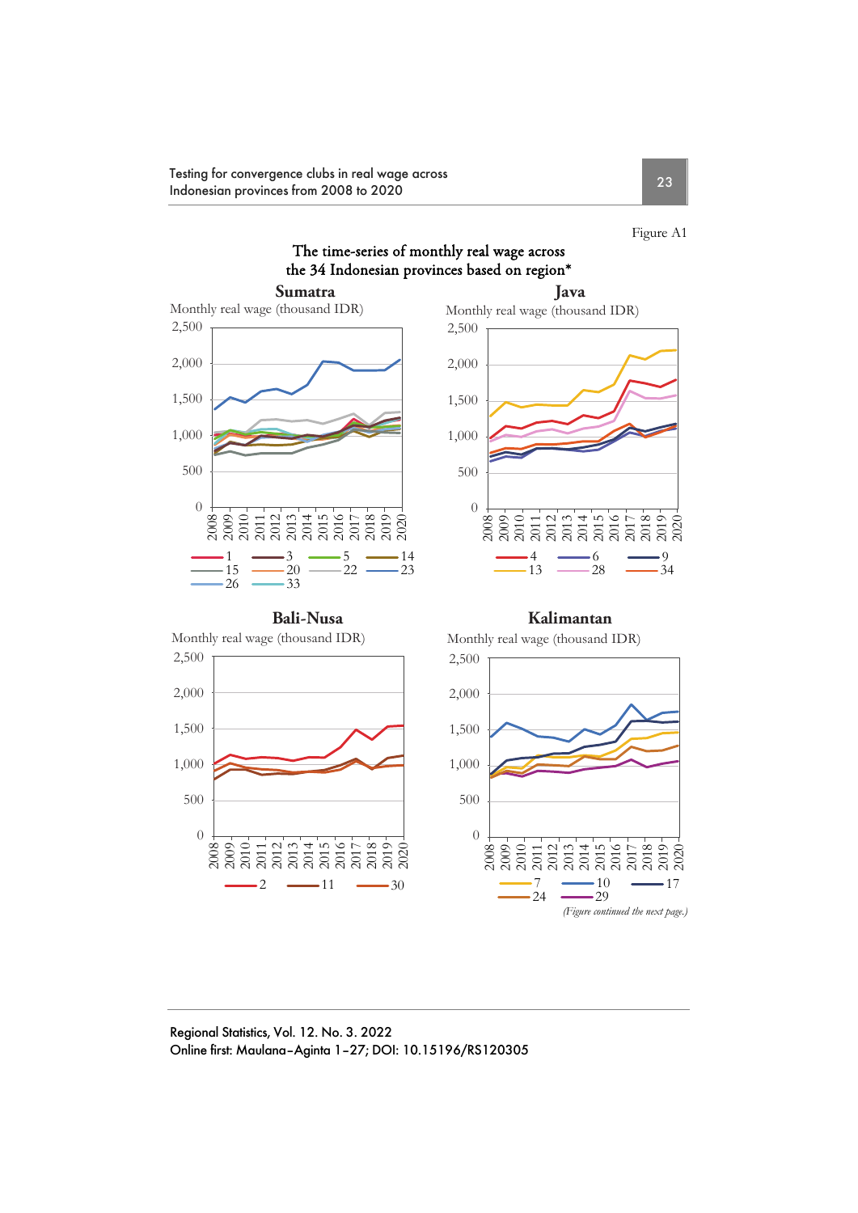Figure A1

The time-series of monthly real wage across the 34 Indonesian provinces based on region*

**Sumatra**

Monthly real wage (thousand IDR)

**Java**

Monthly real wage (thousand IDR)

**Bali-Nusa**

Monthly real wage (thousand IDR)

**Kalimantan**

Monthly real wage (thousand IDR)

*(Figure continued the next page.)*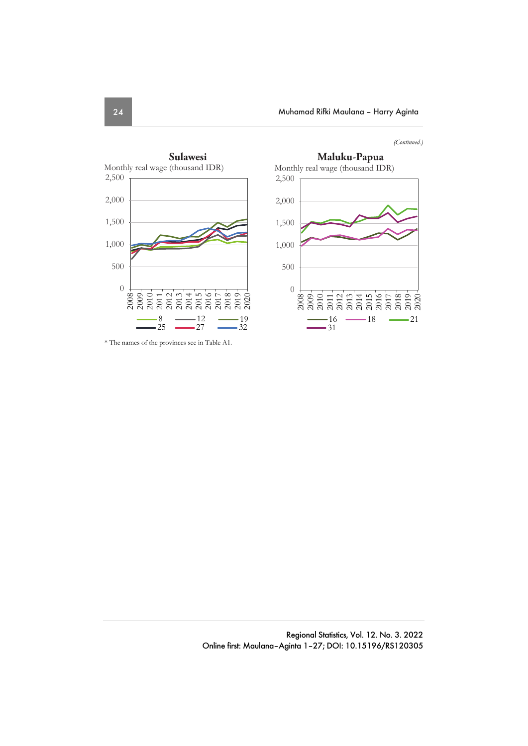*(Continued.)*

**Sulawesi**

Monthly real wage (thousand IDR)

Legend: 8, 12, 19, 25, 27, 32

**Maluku-Papua**

Monthly real wage (thousand IDR)

Legend: 16, 18, 21, 31

\* The names of the provinces see in Table A1.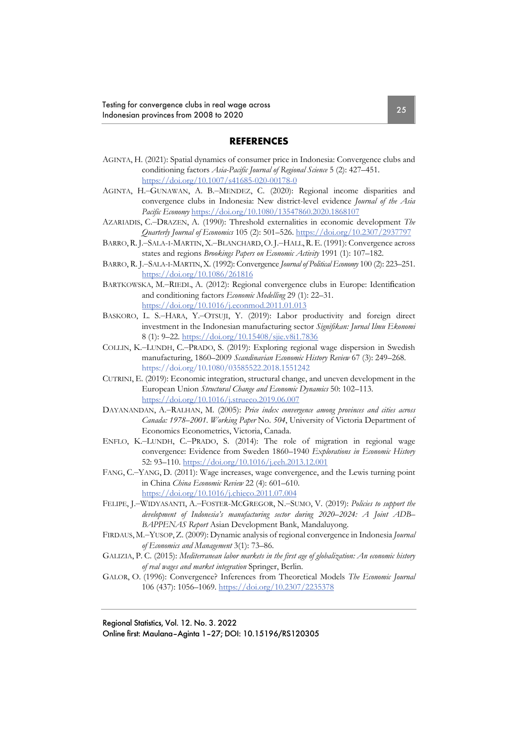## REFERENCES

AGINTA, H. (2021): Spatial dynamics of consumer price in Indonesia: Convergence clubs and conditioning factors *Asia-Pacific Journal of Regional Science* 5 (2): 427–451. https://doi.org/10.1007/s41685-020-00178-0

AGINTA, H.–GUNAWAN, A. B.–MENDEZ, C. (2020): Regional income disparities and convergence clubs in Indonesia: New district-level evidence *Journal of the Asia Pacific Economy* https://doi.org/10.1080/13547860.2020.1868107

AZARIADIS, C.–DRAZEN, A. (1990): Threshold externalities in economic development *The Quarterly Journal of Economics* 105 (2): 501–526. https://doi.org/10.2307/2937797

BARRO, R. J.–SALA-I-MARTIN, X.–BLANCHARD, O. J.–HALL, R. E. (1991): Convergence across states and regions *Brookings Papers on Economic Activity* 1991 (1): 107–182.

BARRO, R. J.–SALA-I-MARTIN, X. (1992): Convergence *Journal of Political Economy* 100 (2): 223–251. https://doi.org/10.1086/261816

BARTKOWSKA, M.–RIEDL, A. (2012): Regional convergence clubs in Europe: Identification and conditioning factors *Economic Modelling* 29 (1): 22–31. https://doi.org/10.1016/j.econmod.2011.01.013

BASKORO, L. S.–HARA, Y.–OTSUJI, Y. (2019): Labor productivity and foreign direct investment in the Indonesian manufacturing sector *Signifikan: Jurnal Ilmu Ekonomi* 8 (1): 9–22. https://doi.org/10.15408/sjie.v8i1.7836

COLLIN, K.–LUNDH, C.–PRADO, S. (2019): Exploring regional wage dispersion in Swedish manufacturing, 1860–2009 *Scandinavian Economic History Review* 67 (3): 249–268. https://doi.org/10.1080/03585522.2018.1551242

CUTRINI, E. (2019): Economic integration, structural change, and uneven development in the European Union *Structural Change and Economic Dynamics* 50: 102–113. https://doi.org/10.1016/j.strueco.2019.06.007

DAYANANDAN, A.–RALHAN, M. (2005): *Price index convergence among provinces and cities across Canada: 1978–2001. Working Paper* No. *504*, University of Victoria Department of Economics Econometrics, Victoria, Canada.

ENFLO, K.–LUNDH, C.–PRADO, S. (2014): The role of migration in regional wage convergence: Evidence from Sweden 1860–1940 *Explorations in Economic History* 52: 93–110. https://doi.org/10.1016/j.eeh.2013.12.001

FANG, C.–YANG, D. (2011): Wage increases, wage convergence, and the Lewis turning point in China *China Economic Review* 22 (4): 601–610. https://doi.org/10.1016/j.chieco.2011.07.004

FELIPE, J.–WIDYASANTI, A.–FOSTER-MCGREGOR, N.–SUMO, V. (2019): *Policies to support the development of Indonesia's manufacturing sector during 2020–2024: A Joint ADB–BAPPENAS Report* Asian Development Bank, Mandaluyong.

FIRDAUS, M.–YUSOP, Z. (2009): Dynamic analysis of regional convergence in Indonesia *Journal of Economics and Management* 3(1): 73–86.

GALIZIA, P. C. (2015): *Mediterranean labor markets in the first age of globalization: An economic history of real wages and market integration* Springer, Berlin.

GALOR, O. (1996): Convergence? Inferences from Theoretical Models *The Economic Journal* 106 (437): 1056–1069. https://doi.org/10.2307/2235378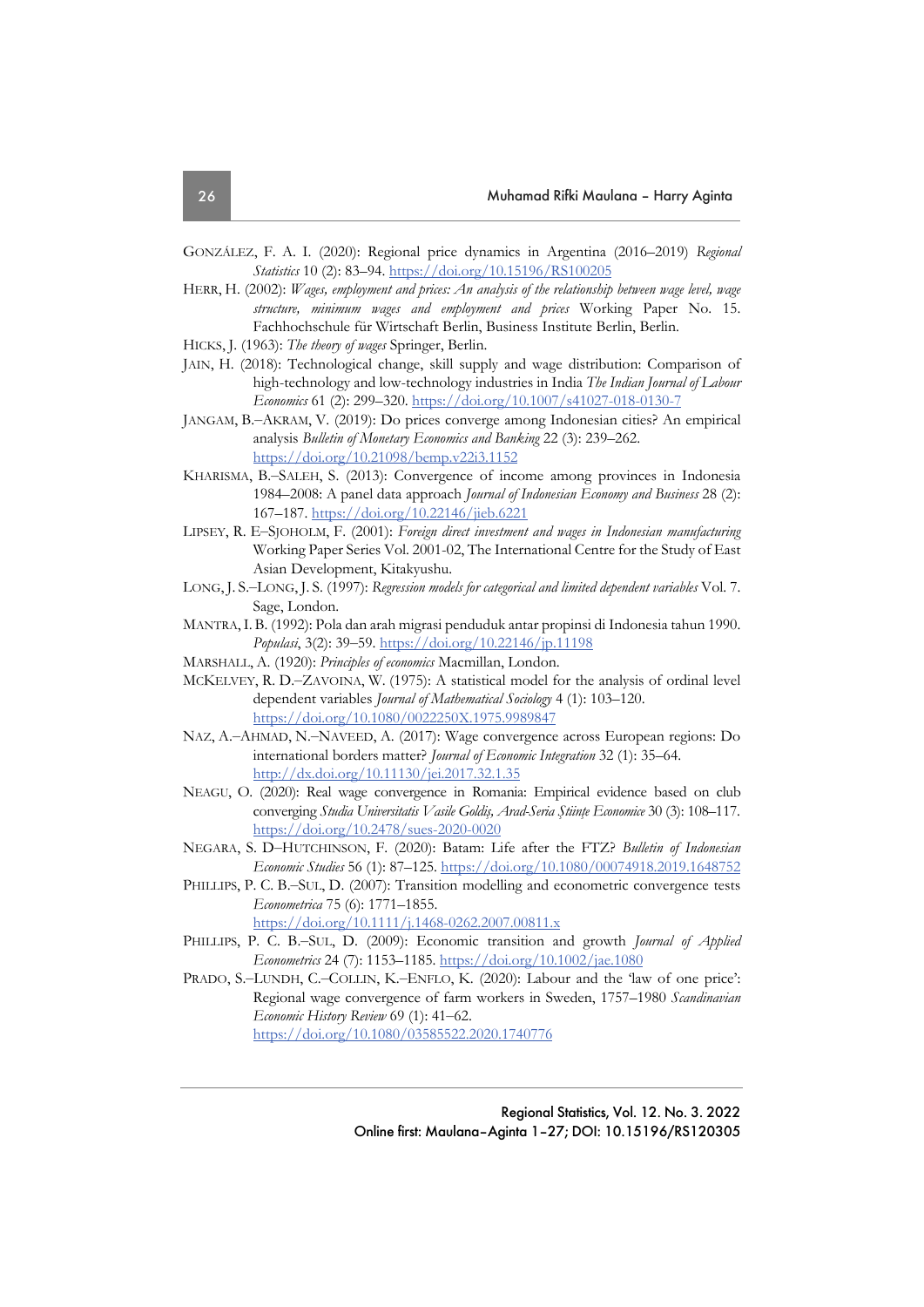GONZÁLEZ, F. A. I. (2020): Regional price dynamics in Argentina (2016–2019) *Regional Statistics* 10 (2): 83–94. https://doi.org/10.15196/RS100205

HERR, H. (2002): *Wages, employment and prices: An analysis of the relationship between wage level, wage structure, minimum wages and employment and prices* Working Paper No. 15. Fachhochschule für Wirtschaft Berlin, Business Institute Berlin, Berlin.

HICKS, J. (1963): *The theory of wages* Springer, Berlin.

JAIN, H. (2018): Technological change, skill supply and wage distribution: Comparison of high-technology and low-technology industries in India *The Indian Journal of Labour Economics* 61 (2): 299–320. https://doi.org/10.1007/s41027-018-0130-7

JANGAM, B.–AKRAM, V. (2019): Do prices converge among Indonesian cities? An empirical analysis *Bulletin of Monetary Economics and Banking* 22 (3): 239–262. https://doi.org/10.21098/bemp.v22i3.1152

KHARISMA, B.–SALEH, S. (2013): Convergence of income among provinces in Indonesia 1984–2008: A panel data approach *Journal of Indonesian Economy and Business* 28 (2): 167–187. https://doi.org/10.22146/jieb.6221

LIPSEY, R. E–SJOHOLM, F. (2001): *Foreign direct investment and wages in Indonesian manufacturing* Working Paper Series Vol. 2001-02, The International Centre for the Study of East Asian Development, Kitakyushu.

LONG, J. S.–LONG, J. S. (1997): *Regression models for categorical and limited dependent variables* Vol. 7. Sage, London.

MANTRA, I. B. (1992): Pola dan arah migrasi penduduk antar propinsi di Indonesia tahun 1990. *Populasi*, 3(2): 39–59. https://doi.org/10.22146/jp.11198

MARSHALL, A. (1920): *Principles of economics* Macmillan, London.

MCKELVEY, R. D.–ZAVOINA, W. (1975): A statistical model for the analysis of ordinal level dependent variables *Journal of Mathematical Sociology* 4 (1): 103–120. https://doi.org/10.1080/0022250X.1975.9989847

NAZ, A.–AHMAD, N.–NAVEED, A. (2017): Wage convergence across European regions: Do international borders matter? *Journal of Economic Integration* 32 (1): 35–64. http://dx.doi.org/10.11130/jei.2017.32.1.35

NEAGU, O. (2020): Real wage convergence in Romania: Empirical evidence based on club converging *Studia Universitatis Vasile Goldis, Arad-Seria Ştiinţe Economice* 30 (3): 108–117. https://doi.org/10.2478/sues-2020-0020

NEGARA, S. D–HUTCHINSON, F. (2020): Batam: Life after the FTZ? *Bulletin of Indonesian Economic Studies* 56 (1): 87–125. https://doi.org/10.1080/00074918.2019.1648752

PHILLIPS, P. C. B.–SUL, D. (2007): Transition modelling and econometric convergence tests *Econometrica* 75 (6): 1771–1855. https://doi.org/10.1111/j.1468-0262.2007.00811.x

PHILLIPS, P. C. B.–SUL, D. (2009): Economic transition and growth *Journal of Applied Econometrics* 24 (7): 1153–1185. https://doi.org/10.1002/jae.1080

PRADO, S.–LUNDH, C.–COLLIN, K.–ENFLO, K. (2020): Labour and the 'law of one price': Regional wage convergence of farm workers in Sweden, 1757–1980 *Scandinavian Economic History Review* 69 (1): 41–62. https://doi.org/10.1080/03585522.2020.1740776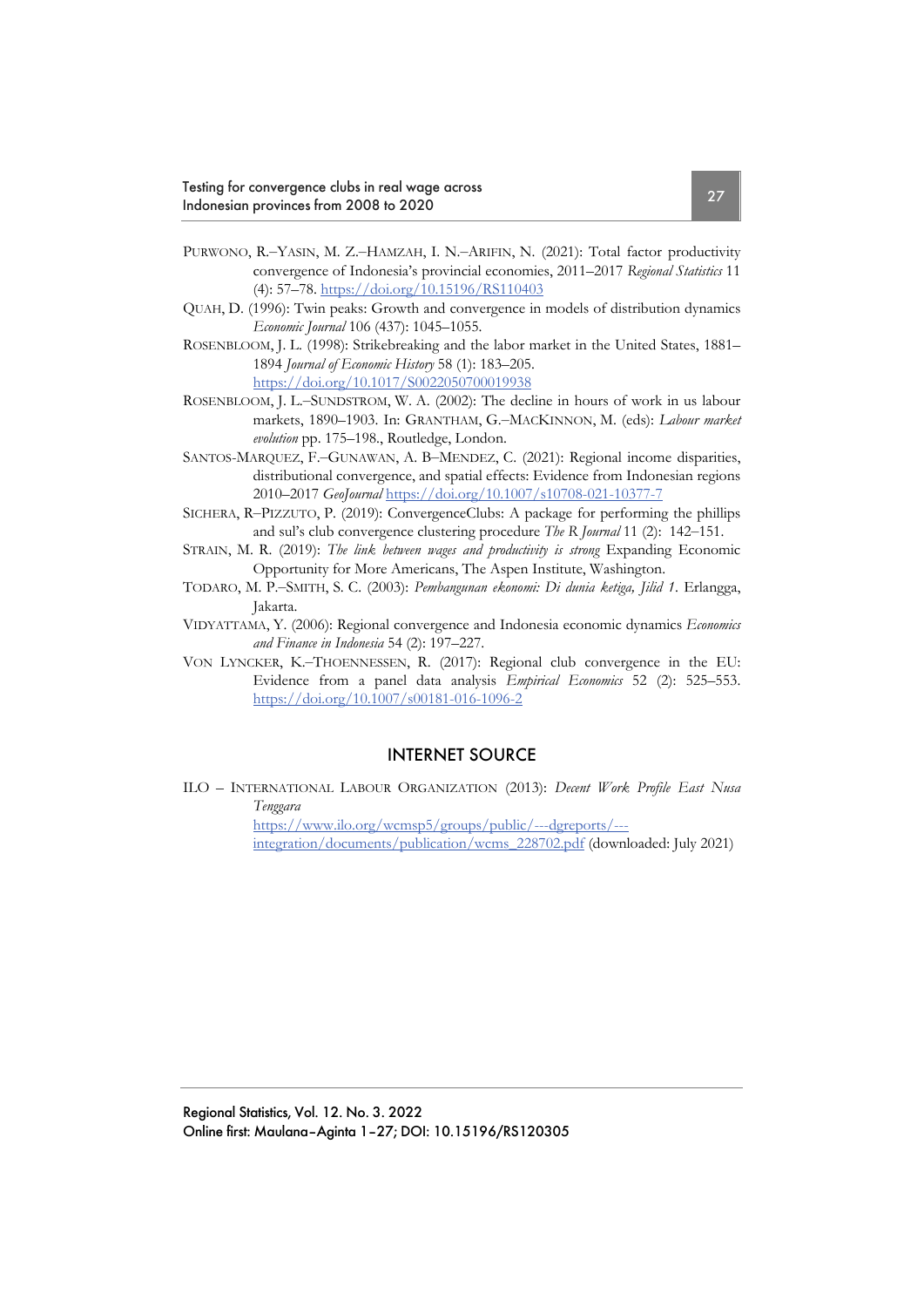PURWONO, R.–YASIN, M. Z.–HAMZAH, I. N.–ARIFIN, N. (2021): Total factor productivity convergence of Indonesia's provincial economies, 2011–2017 *Regional Statistics* 11 (4): 57–78. https://doi.org/10.15196/RS110403

QUAH, D. (1996): Twin peaks: Growth and convergence in models of distribution dynamics *Economic Journal* 106 (437): 1045–1055.

ROSENBLOOM, J. L. (1998): Strikebreaking and the labor market in the United States, 1881–1894 *Journal of Economic History* 58 (1): 183–205. https://doi.org/10.1017/S0022050700019938

ROSENBLOOM, J. L.–SUNDSTROM, W. A. (2002): The decline in hours of work in us labour markets, 1890–1903. In: GRANTHAM, G.–MACKINNON, M. (eds): *Labour market evolution* pp. 175–198., Routledge, London.

SANTOS-MARQUEZ, F.–GUNAWAN, A. B–MENDEZ, C. (2021): Regional income disparities, distributional convergence, and spatial effects: Evidence from Indonesian regions 2010–2017 *GeoJournal* https://doi.org/10.1007/s10708-021-10377-7

SICHERA, R–PIZZUTO, P. (2019): ConvergenceClubs: A package for performing the phillips and sul's club convergence clustering procedure *The R Journal* 11 (2): 142–151.

STRAIN, M. R. (2019): *The link between wages and productivity is strong* Expanding Economic Opportunity for More Americans, The Aspen Institute, Washington.

TODARO, M. P.–SMITH, S. C. (2003): *Pembangunan ekonomi: Di dunia ketiga, Jilid 1*. Erlangga, Jakarta.

VIDYATTAMA, Y. (2006): Regional convergence and Indonesia economic dynamics *Economics and Finance in Indonesia* 54 (2): 197–227.

VON LYNCKER, K.–THOENNESSEN, R. (2017): Regional club convergence in the EU: Evidence from a panel data analysis *Empirical Economics* 52 (2): 525–553. https://doi.org/10.1007/s00181-016-1096-2

## INTERNET SOURCE

ILO – INTERNATIONAL LABOUR ORGANIZATION (2013): *Decent Work Profile East Nusa Tenggara* https://www.ilo.org/wcmsp5/groups/public/---dgreports/---integration/documents/publication/wcms_228702.pdf (downloaded: July 2021)